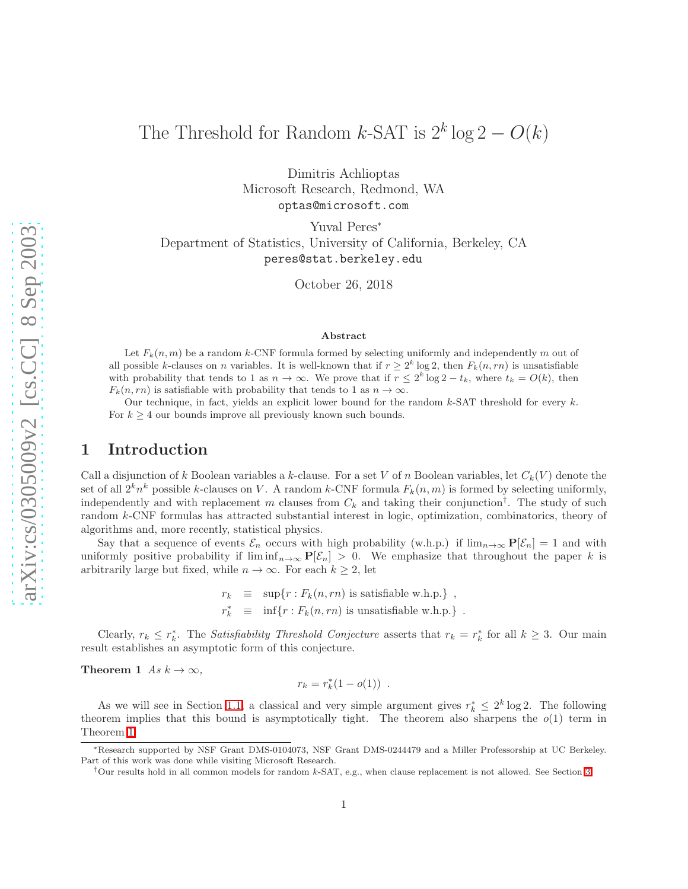# The Threshold for Random $k$-SAT is $2^k \log 2 - O(k)$

Dimitris Achlioptas
Microsoft Research, Redmond, WA
optas@microsoft.com

Yuval Peres*
Department of Statistics, University of California, Berkeley, CA
peres@stat.berkeley.edu

October 26, 2018

### Abstract

Let $F_k(n, m)$ be a random $k$-CNF formula formed by selecting uniformly and independently $m$ out of all possible $k$-clauses on $n$ variables. It is well-known that if $r \geq 2^k \log 2$, then $F_k(n, rn)$ is unsatisfiable with probability that tends to 1 as $n \to \infty$. We prove that if $r \leq 2^k \log 2 - t_k$, where $t_k = O(k)$, then $F_k(n, rn)$ is satisfiable with probability that tends to 1 as $n \to \infty$.

Our technique, in fact, yields an explicit lower bound for the random $k$-SAT threshold for every $k$. For $k \geq 4$ our bounds improve all previously known such bounds.

## 1 Introduction

Call a disjunction of $k$ Boolean variables a $k$-clause. For a set $V$ of $n$ Boolean variables, let $C_k(V)$ denote the set of all $2^k n^k$ possible $k$-clauses on $V$. A random $k$-CNF formula $F_k(n, m)$ is formed by selecting uniformly, independently and with replacement $m$ clauses from $C_k$ and taking their conjunction†. The study of such random $k$-CNF formulas has attracted substantial interest in logic, optimization, combinatorics, theory of algorithms and, more recently, statistical physics.

Say that a sequence of events $\mathcal{E}_n$ occurs with high probability (w.h.p.) if $\lim_{n\to\infty} \mathbf{P}[\mathcal{E}_n] = 1$ and with uniformly positive probability if $\liminf_{n\to\infty} \mathbf{P}[\mathcal{E}_n] > 0$. We emphasize that throughout the paper $k$ is arbitrarily large but fixed, while $n \to \infty$. For each $k \geq 2$, let

$$
\begin{aligned}
r_k &\equiv \sup\{r : F_k(n, rn) \text{ is satisfiable w.h.p.}\} \ , \\
r_k^* &\equiv \inf\{r : F_k(n, rn) \text{ is unsatisfiable w.h.p.}\} \ .
\end{aligned}
$$

Clearly, $r_k \leq r_k^*$. The *Satisfiability Threshold Conjecture* asserts that $r_k = r_k^*$ for all $k \geq 3$. Our main result establishes an asymptotic form of this conjecture.

**Theorem 1** *As $k \to \infty$,*

$$
r_k = r_k^*(1 - o(1)) \ .
$$

As we will see in Section 1.1, a classical and very simple argument gives $r_k^* \leq 2^k \log 2$. The following theorem implies that this bound is asymptotically tight. The theorem also sharpens the $o(1)$ term in Theorem 1.

---

*Research supported by NSF Grant DMS-0104073, NSF Grant DMS-0244479 and a Miller Professorship at UC Berkeley. Part of this work was done while visiting Microsoft Research.

†Our results hold in all common models for random $k$-SAT, e.g., when clause replacement is not allowed. See Section 3.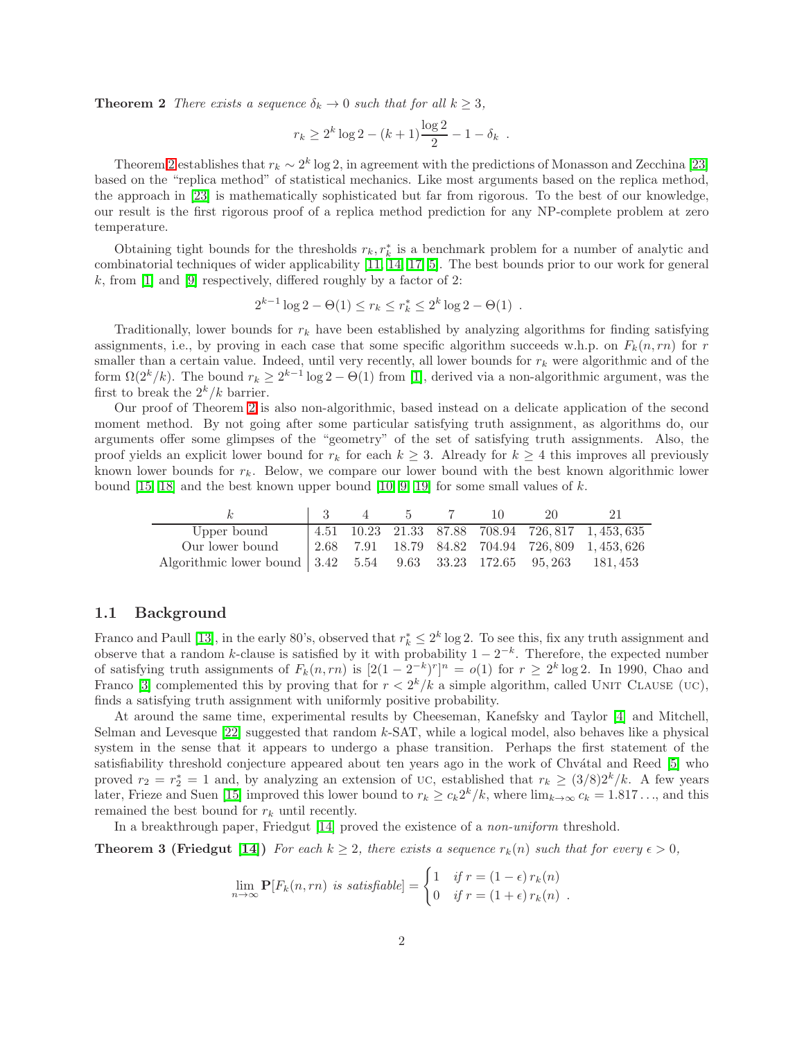**Theorem 2** *There exists a sequence $\delta_k \to 0$ such that for all $k \geq 3$,*

$$r_k \geq 2^k \log 2 - (k+1)\frac{\log 2}{2} - 1 - \delta_k \ .$$

Theorem 2 establishes that $r_k \sim 2^k \log 2$, in agreement with the predictions of Monasson and Zecchina [23] based on the "replica method" of statistical mechanics. Like most arguments based on the replica method, the approach in [23] is mathematically sophisticated but far from rigorous. To the best of our knowledge, our result is the first rigorous proof of a replica method prediction for any NP-complete problem at zero temperature.

Obtaining tight bounds for the thresholds $r_k, r_k^*$ is a benchmark problem for a number of analytic and combinatorial techniques of wider applicability [11, 14, 17, 5]. The best bounds prior to our work for general $k$, from [1] and [9] respectively, differed roughly by a factor of 2:

$$2^{k-1} \log 2 - \Theta(1) \leq r_k \leq r_k^* \leq 2^k \log 2 - \Theta(1) \ .$$

Traditionally, lower bounds for $r_k$ have been established by analyzing algorithms for finding satisfying assignments, i.e., by proving in each case that some specific algorithm succeeds w.h.p. on $F_k(n, rn)$ for $r$ smaller than a certain value. Indeed, until very recently, all lower bounds for $r_k$ were algorithmic and of the form $\Omega(2^k/k)$. The bound $r_k \geq 2^{k-1} \log 2 - \Theta(1)$ from [1], derived via a non-algorithmic argument, was the first to break the $2^k/k$ barrier.

Our proof of Theorem 2 is also non-algorithmic, based instead on a delicate application of the second moment method. By not going after some particular satisfying truth assignment, as algorithms do, our arguments offer some glimpses of the "geometry" of the set of satisfying truth assignments. Also, the proof yields an explicit lower bound for $r_k$ for each $k \geq 3$. Already for $k \geq 4$ this improves all previously known lower bounds for $r_k$. Below, we compare our lower bound with the best known algorithmic lower bound [15, 18] and the best known upper bound [10, 9, 19] for some small values of $k$.

| $k$ | 3 | 4 | 5 | 7 | 10 | 20 | 21 |
|---|---|---|---|---|---|---|---|
| Upper bound | 4.51 | 10.23 | 21.33 | 87.88 | 708.94 | 726,817 | 1,453,635 |
| Our lower bound | 2.68 | 7.91 | 18.79 | 84.82 | 704.94 | 726,809 | 1,453,626 |
| Algorithmic lower bound | 3.42 | 5.54 | 9.63 | 33.23 | 172.65 | 95,263 | 181,453 |

## 1.1 Background

Franco and Paull [13], in the early 80's, observed that $r_k^* \leq 2^k \log 2$. To see this, fix any truth assignment and observe that a random $k$-clause is satisfied by it with probability $1 - 2^{-k}$. Therefore, the expected number of satisfying truth assignments of $F_k(n, rn)$ is $[2(1-2^{-k})^r]^n = o(1)$ for $r \geq 2^k \log 2$. In 1990, Chao and Franco [3] complemented this by proving that for $r < 2^k/k$ a simple algorithm, called Unit Clause (uc), finds a satisfying truth assignment with uniformly positive probability.

At around the same time, experimental results by Cheeseman, Kanefsky and Taylor [4] and Mitchell, Selman and Levesque [22] suggested that random $k$-SAT, while a logical model, also behaves like a physical system in the sense that it appears to undergo a phase transition. Perhaps the first statement of the satisfiability threshold conjecture appeared about ten years ago in the work of Chvátal and Reed [5] who proved $r_2 = r_2^* = 1$ and, by analyzing an extension of uc, established that $r_k \geq (3/8)2^k/k$. A few years later, Frieze and Suen [15] improved this lower bound to $r_k \geq c_k 2^k/k$, where $\lim_{k\to\infty} c_k = 1.817\ldots$, and this remained the best bound for $r_k$ until recently.

In a breakthrough paper, Friedgut [14] proved the existence of a *non-uniform* threshold.

**Theorem 3 (Friedgut [14])** *For each $k \geq 2$, there exists a sequence $r_k(n)$ such that for every $\epsilon > 0$,*

$$\lim_{n\to\infty} \mathbf{P}[F_k(n, rn) \text{ is satisfiable}] = \begin{cases} 1 & \text{if } r = (1-\epsilon)\, r_k(n) \\ 0 & \text{if } r = (1+\epsilon)\, r_k(n) \end{cases} \ .$$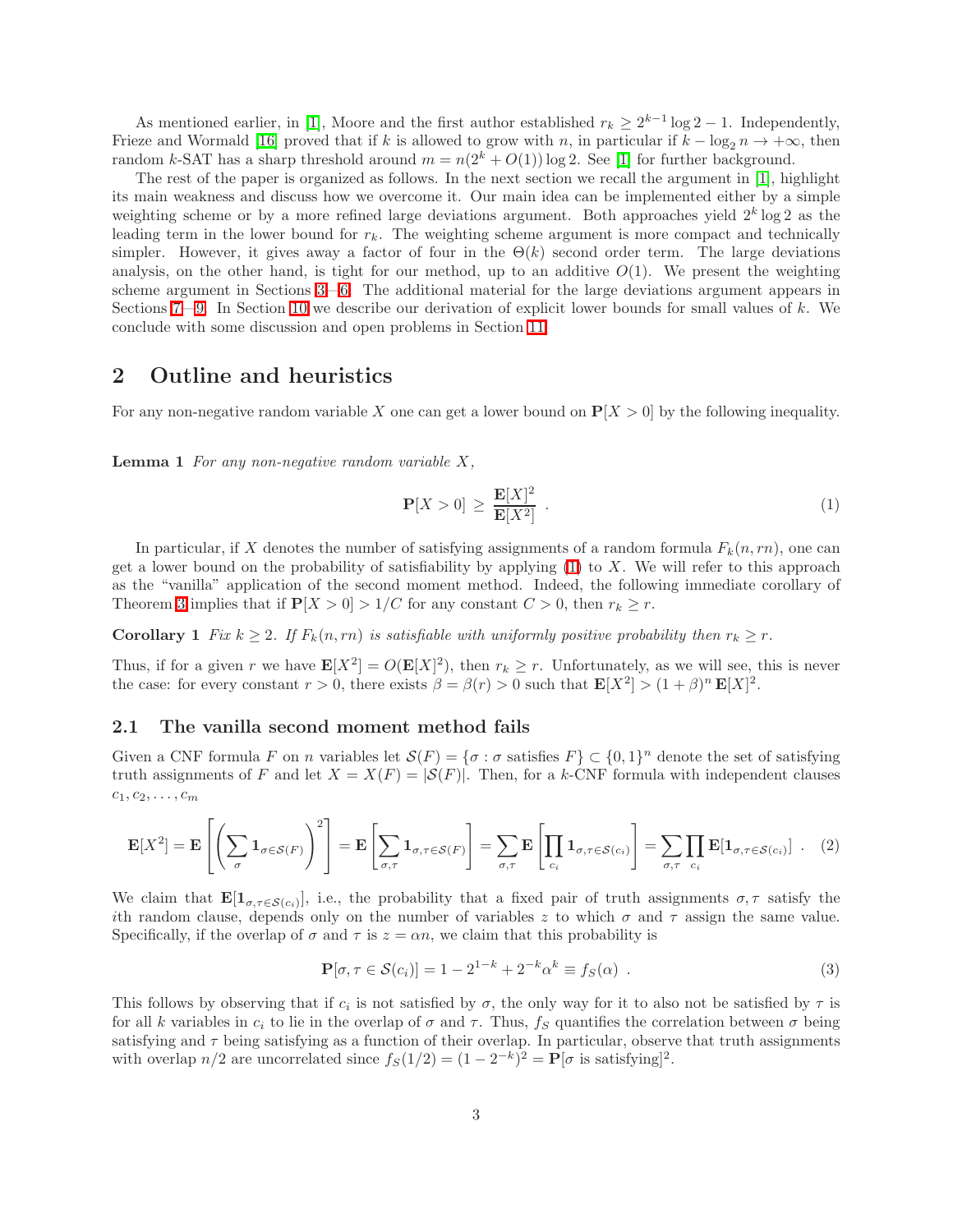As mentioned earlier, in [1], Moore and the first author established $r_k \geq 2^{k-1}\log 2 - 1$. Independently, Frieze and Wormald [16] proved that if $k$ is allowed to grow with $n$, in particular if $k - \log_2 n \to +\infty$, then random $k$-SAT has a sharp threshold around $m = n(2^k + O(1))\log 2$. See [1] for further background.

The rest of the paper is organized as follows. In the next section we recall the argument in [1], highlight its main weakness and discuss how we overcome it. Our main idea can be implemented either by a simple weighting scheme or by a more refined large deviations argument. Both approaches yield $2^k \log 2$ as the leading term in the lower bound for $r_k$. The weighting scheme argument is more compact and technically simpler. However, it gives away a factor of four in the $\Theta(k)$ second order term. The large deviations analysis, on the other hand, is tight for our method, up to an additive $O(1)$. We present the weighting scheme argument in Sections 3–6. The additional material for the large deviations argument appears in Sections 7–9. In Section 10 we describe our derivation of explicit lower bounds for small values of $k$. We conclude with some discussion and open problems in Section 11.

## 2 Outline and heuristics

For any non-negative random variable $X$ one can get a lower bound on $\mathbf{P}[X > 0]$ by the following inequality.

**Lemma 1** *For any non-negative random variable $X$,*

$$\mathbf{P}[X > 0] \geq \frac{\mathbf{E}[X]^2}{\mathbf{E}[X^2]} \ . \tag{1}$$

In particular, if $X$ denotes the number of satisfying assignments of a random formula $F_k(n, rn)$, one can get a lower bound on the probability of satisfiability by applying (1) to $X$. We will refer to this approach as the "vanilla" application of the second moment method. Indeed, the following immediate corollary of Theorem 3 implies that if $\mathbf{P}[X > 0] > 1/C$ for any constant $C > 0$, then $r_k \geq r$.

**Corollary 1** *Fix $k \geq 2$. If $F_k(n, rn)$ is satisfiable with uniformly positive probability then $r_k \geq r$.*

Thus, if for a given $r$ we have $\mathbf{E}[X^2] = O(\mathbf{E}[X]^2)$, then $r_k \geq r$. Unfortunately, as we will see, this is never the case: for every constant $r > 0$, there exists $\beta = \beta(r) > 0$ such that $\mathbf{E}[X^2] > (1+\beta)^n\, \mathbf{E}[X]^2$.

### 2.1 The vanilla second moment method fails

Given a CNF formula $F$ on $n$ variables let $\mathcal{S}(F) = \{\sigma : \sigma \text{ satisfies } F\} \subset \{0,1\}^n$ denote the set of satisfying truth assignments of $F$ and let $X = X(F) = |\mathcal{S}(F)|$. Then, for a $k$-CNF formula with independent clauses $c_1, c_2, \ldots, c_m$

$$\mathbf{E}[X^2] = \mathbf{E}\left[\left(\sum_{\sigma} \mathbf{1}_{\sigma \in \mathcal{S}(F)}\right)^2\right] = \mathbf{E}\left[\sum_{\sigma,\tau} \mathbf{1}_{\sigma,\tau \in \mathcal{S}(F)}\right] = \sum_{\sigma,\tau} \mathbf{E}\left[\prod_{c_i} \mathbf{1}_{\sigma,\tau \in \mathcal{S}(c_i)}\right] = \sum_{\sigma,\tau} \prod_{c_i} \mathbf{E}[\mathbf{1}_{\sigma,\tau \in \mathcal{S}(c_i)}] \ . \tag{2}$$

We claim that $\mathbf{E}[\mathbf{1}_{\sigma,\tau \in \mathcal{S}(c_i)}]$, i.e., the probability that a fixed pair of truth assignments $\sigma, \tau$ satisfy the $i$th random clause, depends only on the number of variables $z$ to which $\sigma$ and $\tau$ assign the same value. Specifically, if the overlap of $\sigma$ and $\tau$ is $z = \alpha n$, we claim that this probability is

$$\mathbf{P}[\sigma, \tau \in \mathcal{S}(c_i)] = 1 - 2^{1-k} + 2^{-k}\alpha^k \equiv f_S(\alpha) \ . \tag{3}$$

This follows by observing that if $c_i$ is not satisfied by $\sigma$, the only way for it to also not be satisfied by $\tau$ is for all $k$ variables in $c_i$ to lie in the overlap of $\sigma$ and $\tau$. Thus, $f_S$ quantifies the correlation between $\sigma$ being satisfying and $\tau$ being satisfying as a function of their overlap. In particular, observe that truth assignments with overlap $n/2$ are uncorrelated since $f_S(1/2) = (1 - 2^{-k})^2 = \mathbf{P}[\sigma \text{ is satisfying}]^2$.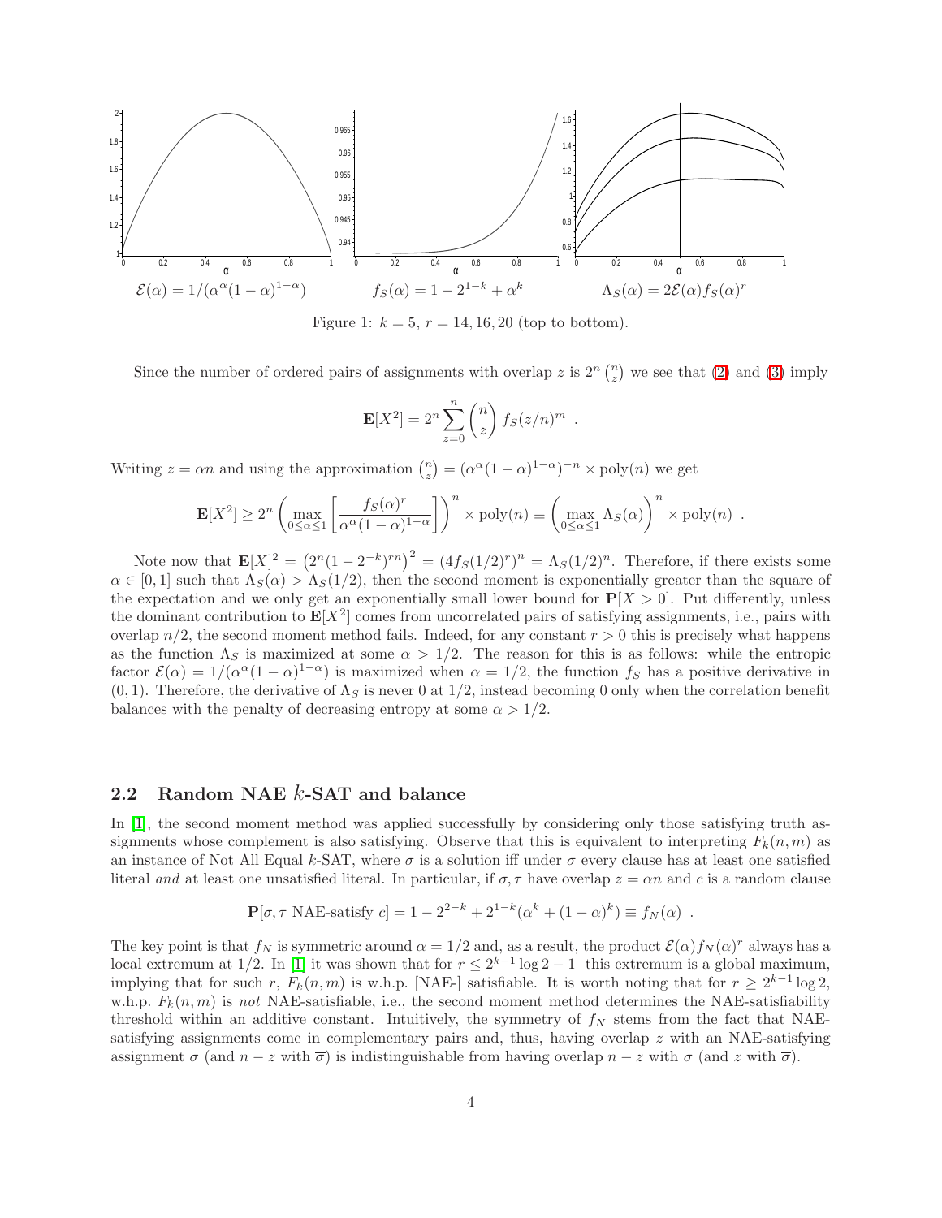2
1.8
1.6
1.4
1.2
1
0 0.2 0.4 0.6 0.8 1
α

$\mathcal{E}(\alpha) = 1/(\alpha^\alpha(1-\alpha)^{1-\alpha})$

0.965
0.96
0.955
0.95
0.945
0.94
0 0.2 0.4 0.6 0.8 1
α

$f_S(\alpha) = 1 - 2^{1-k} + \alpha^k$

1.6
1.4
1.2
1
0.8
0.6
0 0.2 0.4 0.6 0.8 1
α

$\Lambda_S(\alpha) = 2\mathcal{E}(\alpha) f_S(\alpha)^r$

Figure 1: $k = 5$, $r = 14, 16, 20$ (top to bottom).

Since the number of ordered pairs of assignments with overlap $z$ is $2^n \binom{n}{z}$ we see that (2) and (3) imply

$$\mathbf{E}[X^2] = 2^n \sum_{z=0}^{n} \binom{n}{z} f_S(z/n)^m \ .$$

Writing $z = \alpha n$ and using the approximation $\binom{n}{z} = (\alpha^\alpha(1-\alpha)^{1-\alpha})^{-n} \times \text{poly}(n)$ we get

$$\mathbf{E}[X^2] \geq 2^n \left( \max_{0 \leq \alpha \leq 1} \left[ \frac{f_S(\alpha)^r}{\alpha^\alpha(1-\alpha)^{1-\alpha}} \right] \right)^n \times \text{poly}(n) \equiv \left( \max_{0 \leq \alpha \leq 1} \Lambda_S(\alpha) \right)^n \times \text{poly}(n) \ .$$

Note now that $\mathbf{E}[X]^2 = \left(2^n(1-2^{-k})^{rn}\right)^2 = (4 f_S(1/2)^r)^n = \Lambda_S(1/2)^n$. Therefore, if there exists some $\alpha \in [0,1]$ such that $\Lambda_S(\alpha) > \Lambda_S(1/2)$, then the second moment is exponentially greater than the square of the expectation and we only get an exponentially small lower bound for $\mathbf{P}[X > 0]$. Put differently, unless the dominant contribution to $\mathbf{E}[X^2]$ comes from uncorrelated pairs of satisfying assignments, i.e., pairs with overlap $n/2$, the second moment method fails. Indeed, for any constant $r > 0$ this is precisely what happens as the function $\Lambda_S$ is maximized at some $\alpha > 1/2$. The reason for this is as follows: while the entropic factor $\mathcal{E}(\alpha) = 1/(\alpha^\alpha(1-\alpha)^{1-\alpha})$ is maximized when $\alpha = 1/2$, the function $f_S$ has a positive derivative in $(0,1)$. Therefore, the derivative of $\Lambda_S$ is never 0 at $1/2$, instead becoming 0 only when the correlation benefit balances with the penalty of decreasing entropy at some $\alpha > 1/2$.

## 2.2 Random NAE $k$-SAT and balance

In [1], the second moment method was applied successfully by considering only those satisfying truth assignments whose complement is also satisfying. Observe that this is equivalent to interpreting $F_k(n,m)$ as an instance of Not All Equal $k$-SAT, where $\sigma$ is a solution iff under $\sigma$ every clause has at least one satisfied literal *and* at least one unsatisfied literal. In particular, if $\sigma, \tau$ have overlap $z = \alpha n$ and $c$ is a random clause

$$\mathbf{P}[\sigma, \tau \text{ NAE-satisfy } c] = 1 - 2^{2-k} + 2^{1-k}(\alpha^k + (1-\alpha)^k) \equiv f_N(\alpha) \ .$$

The key point is that $f_N$ is symmetric around $\alpha = 1/2$ and, as a result, the product $\mathcal{E}(\alpha) f_N(\alpha)^r$ always has a local extremum at $1/2$. In [1] it was shown that for $r \leq 2^{k-1} \log 2 - 1$ this extremum is a global maximum, implying that for such $r$, $F_k(n,m)$ is w.h.p. [NAE-] satisfiable. It is worth noting that for $r \geq 2^{k-1} \log 2$, w.h.p. $F_k(n,m)$ is *not* NAE-satisfiable, i.e., the second moment method determines the NAE-satisfiability threshold within an additive constant. Intuitively, the symmetry of $f_N$ stems from the fact that NAE-satisfying assignments come in complementary pairs and, thus, having overlap $z$ with an NAE-satisfying assignment $\sigma$ (and $n - z$ with $\overline{\sigma}$) is indistinguishable from having overlap $n - z$ with $\sigma$ (and $z$ with $\overline{\sigma}$).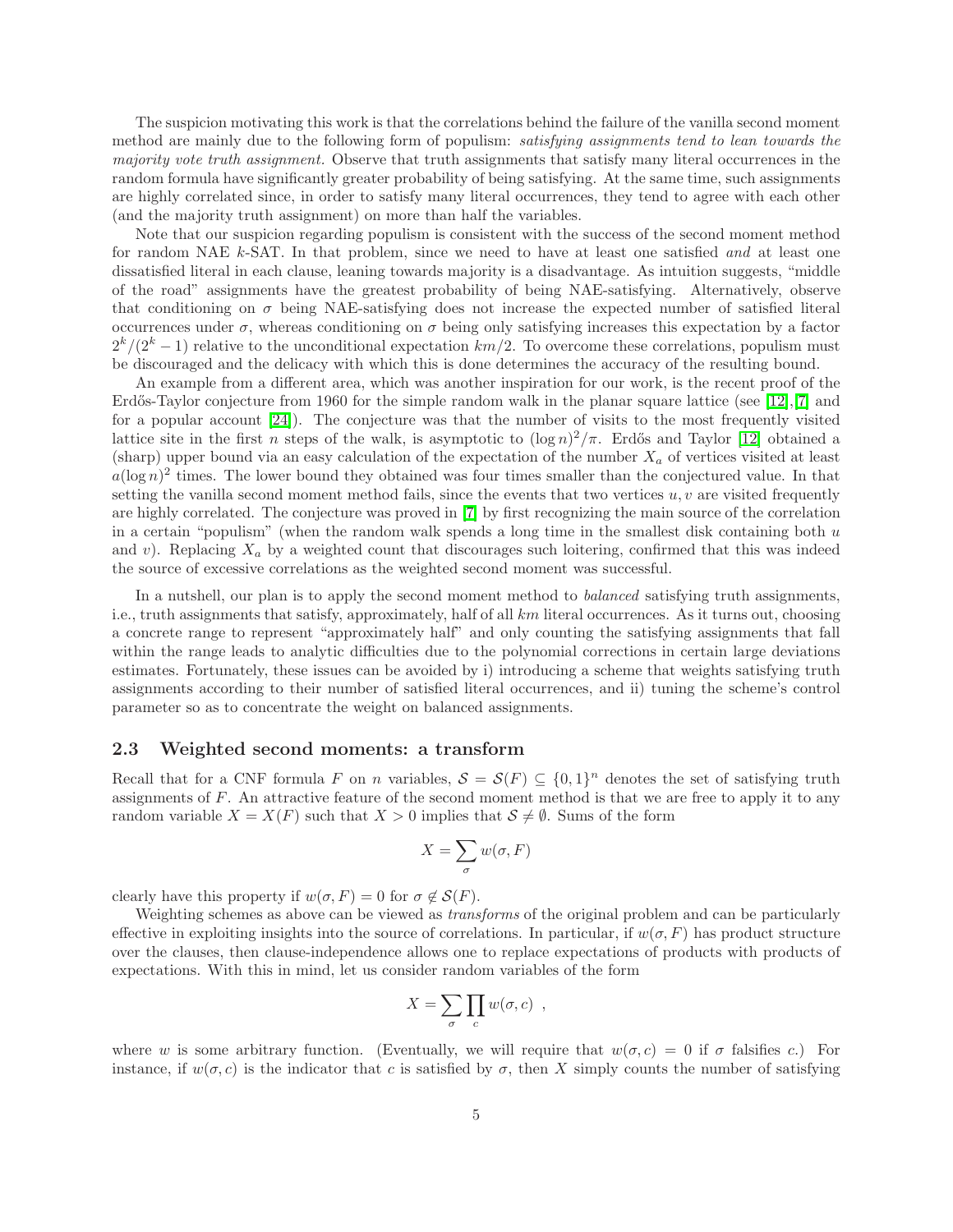The suspicion motivating this work is that the correlations behind the failure of the vanilla second moment method are mainly due to the following form of populism: *satisfying assignments tend to lean towards the majority vote truth assignment*. Observe that truth assignments that satisfy many literal occurrences in the random formula have significantly greater probability of being satisfying. At the same time, such assignments are highly correlated since, in order to satisfy many literal occurrences, they tend to agree with each other (and the majority truth assignment) on more than half the variables.

Note that our suspicion regarding populism is consistent with the success of the second moment method for random NAE $k$-SAT. In that problem, since we need to have at least one satisfied *and* at least one dissatisfied literal in each clause, leaning towards majority is a disadvantage. As intuition suggests, "middle of the road" assignments have the greatest probability of being NAE-satisfying. Alternatively, observe that conditioning on $\sigma$ being NAE-satisfying does not increase the expected number of satisfied literal occurrences under $\sigma$, whereas conditioning on $\sigma$ being only satisfying increases this expectation by a factor $2^k/(2^k-1)$ relative to the unconditional expectation $km/2$. To overcome these correlations, populism must be discouraged and the delicacy with which this is done determines the accuracy of the resulting bound.

An example from a different area, which was another inspiration for our work, is the recent proof of the Erdős-Taylor conjecture from 1960 for the simple random walk in the planar square lattice (see [12],[7] and for a popular account [24]). The conjecture was that the number of visits to the most frequently visited lattice site in the first $n$ steps of the walk, is asymptotic to $(\log n)^2/\pi$. Erdős and Taylor [12] obtained a (sharp) upper bound via an easy calculation of the expectation of the number $X_a$ of vertices visited at least $a(\log n)^2$ times. The lower bound they obtained was four times smaller than the conjectured value. In that setting the vanilla second moment method fails, since the events that two vertices $u, v$ are visited frequently are highly correlated. The conjecture was proved in [7] by first recognizing the main source of the correlation in a certain "populism" (when the random walk spends a long time in the smallest disk containing both $u$ and $v$). Replacing $X_a$ by a weighted count that discourages such loitering, confirmed that this was indeed the source of excessive correlations as the weighted second moment was successful.

In a nutshell, our plan is to apply the second moment method to *balanced* satisfying truth assignments, i.e., truth assignments that satisfy, approximately, half of all $km$ literal occurrences. As it turns out, choosing a concrete range to represent "approximately half" and only counting the satisfying assignments that fall within the range leads to analytic difficulties due to the polynomial corrections in certain large deviations estimates. Fortunately, these issues can be avoided by i) introducing a scheme that weights satisfying truth assignments according to their number of satisfied literal occurrences, and ii) tuning the scheme's control parameter so as to concentrate the weight on balanced assignments.

### 2.3 Weighted second moments: a transform

Recall that for a CNF formula $F$ on $n$ variables, $\mathcal{S} = \mathcal{S}(F) \subseteq \{0,1\}^n$ denotes the set of satisfying truth assignments of $F$. An attractive feature of the second moment method is that we are free to apply it to any random variable $X = X(F)$ such that $X > 0$ implies that $\mathcal{S} \neq \emptyset$. Sums of the form

$$X = \sum_{\sigma} w(\sigma, F)$$

clearly have this property if $w(\sigma, F) = 0$ for $\sigma \notin \mathcal{S}(F)$.

Weighting schemes as above can be viewed as *transforms* of the original problem and can be particularly effective in exploiting insights into the source of correlations. In particular, if $w(\sigma, F)$ has product structure over the clauses, then clause-independence allows one to replace expectations of products with products of expectations. With this in mind, let us consider random variables of the form

$$X = \sum_{\sigma} \prod_{c} w(\sigma, c) \ ,$$

where $w$ is some arbitrary function. (Eventually, we will require that $w(\sigma, c) = 0$ if $\sigma$ falsifies $c$.) For instance, if $w(\sigma, c)$ is the indicator that $c$ is satisfied by $\sigma$, then $X$ simply counts the number of satisfying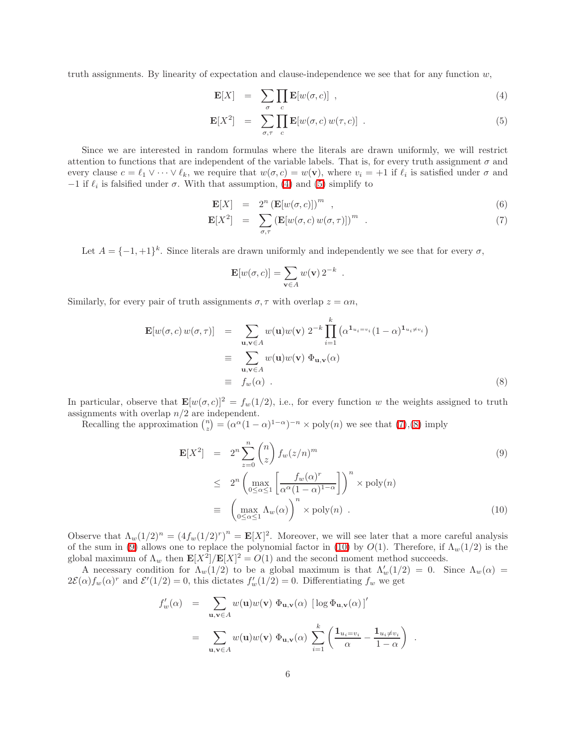truth assignments. By linearity of expectation and clause-independence we see that for any function $w$,

$$\mathbf{E}[X] = \sum_{\sigma} \prod_{c} \mathbf{E}[w(\sigma, c)] \ , \tag{4}$$

$$\mathbf{E}[X^2] = \sum_{\sigma,\tau} \prod_{c} \mathbf{E}[w(\sigma, c)\, w(\tau, c)] \ . \tag{5}$$

Since we are interested in random formulas where the literals are drawn uniformly, we will restrict attention to functions that are independent of the variable labels. That is, for every truth assignment $\sigma$ and every clause $c = \ell_1 \vee \cdots \vee \ell_k$, we require that $w(\sigma, c) = w(\mathbf{v})$, where $v_i = +1$ if $\ell_i$ is satisfied under $\sigma$ and $-1$ if $\ell_i$ is falsified under $\sigma$. With that assumption, (4) and (5) simplify to

$$\mathbf{E}[X] = 2^n \left(\mathbf{E}[w(\sigma, c)]\right)^m \ , \tag{6}$$

$$\mathbf{E}[X^2] = \sum_{\sigma,\tau} \left(\mathbf{E}[w(\sigma, c)\, w(\sigma, \tau)]\right)^m \ . \tag{7}$$

Let $A = \{-1, +1\}^k$. Since literals are drawn uniformly and independently we see that for every $\sigma$,

$$\mathbf{E}[w(\sigma, c)] = \sum_{\mathbf{v} \in A} w(\mathbf{v})\, 2^{-k} \ .$$

Similarly, for every pair of truth assignments $\sigma, \tau$ with overlap $z = \alpha n$,

$$\begin{aligned}
\mathbf{E}[w(\sigma, c)\, w(\sigma, \tau)] &= \sum_{\mathbf{u},\mathbf{v} \in A} w(\mathbf{u}) w(\mathbf{v})\ 2^{-k} \prod_{i=1}^{k} \left(\alpha^{\mathbf{1}_{u_i = v_i}} (1-\alpha)^{\mathbf{1}_{u_i \neq v_i}}\right) \\
&\equiv \sum_{\mathbf{u},\mathbf{v} \in A} w(\mathbf{u}) w(\mathbf{v})\ \Phi_{\mathbf{u},\mathbf{v}}(\alpha) \\
&\equiv f_w(\alpha) \ .
\end{aligned} \tag{8}$$

In particular, observe that $\mathbf{E}[w(\sigma, c)]^2 = f_w(1/2)$, i.e., for every function $w$ the weights assigned to truth assignments with overlap $n/2$ are independent.

Recalling the approximation $\binom{n}{z} = (\alpha^\alpha (1-\alpha)^{1-\alpha})^{-n} \times \mathrm{poly}(n)$ we see that (7),(8) imply

$$\begin{aligned}
\mathbf{E}[X^2] &= 2^n \sum_{z=0}^{n} \binom{n}{z} f_w(z/n)^m & (9) \\
&\leq 2^n \left( \max_{0 \leq \alpha \leq 1} \left[ \frac{f_w(\alpha)^r}{\alpha^\alpha (1-\alpha)^{1-\alpha}} \right] \right)^n \times \mathrm{poly}(n) \\
&\equiv \left( \max_{0 \leq \alpha \leq 1} \Lambda_w(\alpha) \right)^n \times \mathrm{poly}(n) \ . & (10)
\end{aligned}$$

Observe that $\Lambda_w(1/2)^n = (4 f_w(1/2)^r)^n = \mathbf{E}[X]^2$. Moreover, we will see later that a more careful analysis of the sum in (9) allows one to replace the polynomial factor in (10) by $O(1)$. Therefore, if $\Lambda_w(1/2)$ is the global maximum of $\Lambda_w$ then $\mathbf{E}[X^2]/\mathbf{E}[X]^2 = O(1)$ and the second moment method succeeds.

A necessary condition for $\Lambda_w(1/2)$ to be a global maximum is that $\Lambda_w'(1/2) = 0$. Since $\Lambda_w(\alpha) = 2\mathcal{E}(\alpha) f_w(\alpha)^r$ and $\mathcal{E}'(1/2) = 0$, this dictates $f_w'(1/2) = 0$. Differentiating $f_w$ we get

$$\begin{aligned}
f_w'(\alpha) &= \sum_{\mathbf{u},\mathbf{v} \in A} w(\mathbf{u}) w(\mathbf{v})\ \Phi_{\mathbf{u},\mathbf{v}}(\alpha)\ \left[\log \Phi_{\mathbf{u},\mathbf{v}}(\alpha)\right]' \\
&= \sum_{\mathbf{u},\mathbf{v} \in A} w(\mathbf{u}) w(\mathbf{v})\ \Phi_{\mathbf{u},\mathbf{v}}(\alpha) \sum_{i=1}^{k} \left( \frac{\mathbf{1}_{u_i = v_i}}{\alpha} - \frac{\mathbf{1}_{u_i \neq v_i}}{1-\alpha} \right) \ .
\end{aligned}$$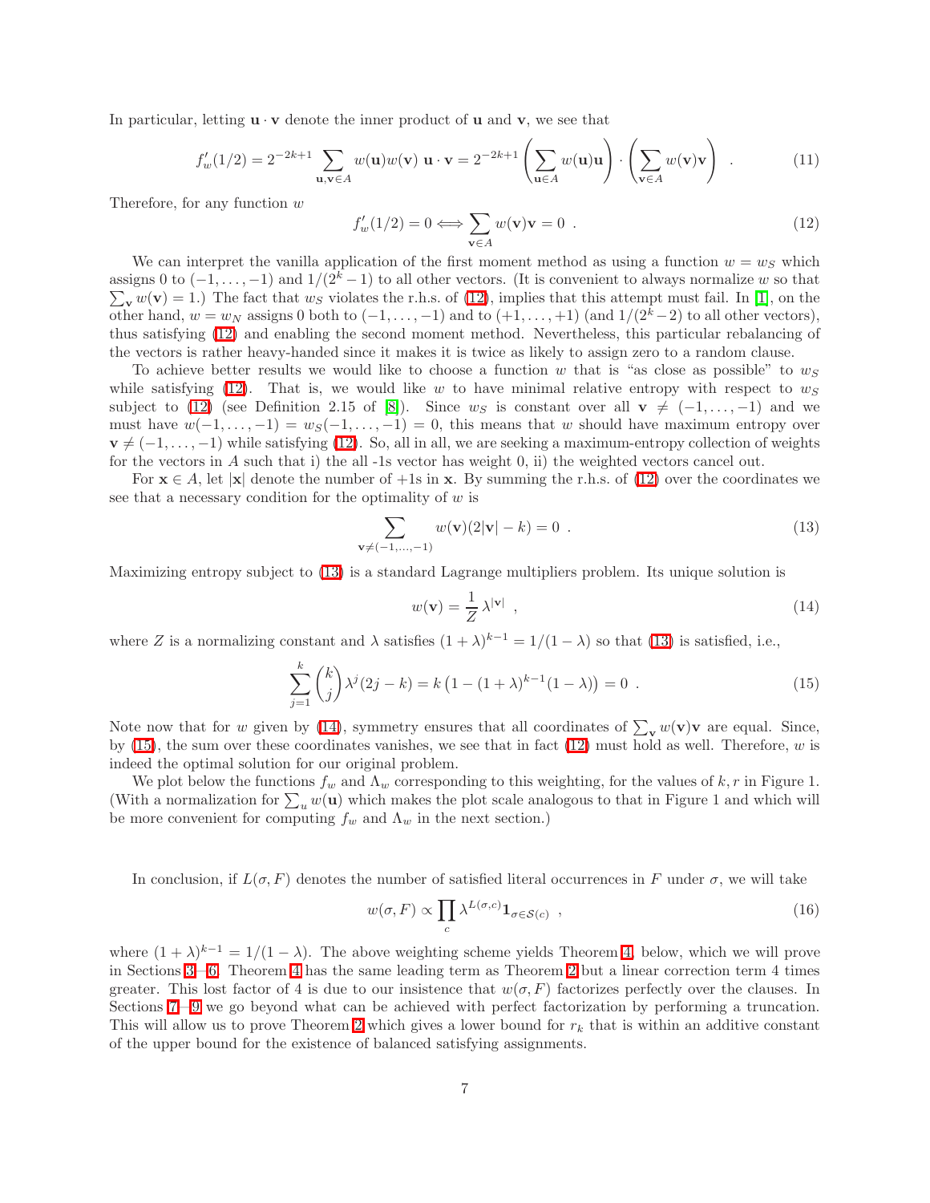In particular, letting $\mathbf{u} \cdot \mathbf{v}$ denote the inner product of $\mathbf{u}$ and $\mathbf{v}$, we see that

$$f'_w(1/2) = 2^{-2k+1} \sum_{\mathbf{u},\mathbf{v} \in A} w(\mathbf{u})w(\mathbf{v}) \; \mathbf{u} \cdot \mathbf{v} = 2^{-2k+1} \left( \sum_{\mathbf{u} \in A} w(\mathbf{u})\mathbf{u} \right) \cdot \left( \sum_{\mathbf{v} \in A} w(\mathbf{v})\mathbf{v} \right) \; . \tag{11}$$

Therefore, for any function $w$

$$f'_w(1/2) = 0 \Longleftrightarrow \sum_{\mathbf{v} \in A} w(\mathbf{v})\mathbf{v} = 0 \; . \tag{12}$$

We can interpret the vanilla application of the first moment method as using a function $w = w_S$ which assigns 0 to $(-1, \ldots, -1)$ and $1/(2^k - 1)$ to all other vectors. (It is convenient to always normalize $w$ so that $\sum_{\mathbf{v}} w(\mathbf{v}) = 1$.) The fact that $w_S$ violates the r.h.s. of (12), implies that this attempt must fail. In [1], on the other hand, $w = w_N$ assigns 0 both to $(-1, \ldots, -1)$ and to $(+1, \ldots, +1)$ (and $1/(2^k - 2)$ to all other vectors), thus satisfying (12) and enabling the second moment method. Nevertheless, this particular rebalancing of the vectors is rather heavy-handed since it makes it is twice as likely to assign zero to a random clause.

To achieve better results we would like to choose a function $w$ that is "as close as possible" to $w_S$ while satisfying (12). That is, we would like $w$ to have minimal relative entropy with respect to $w_S$ subject to (12) (see Definition 2.15 of [8]). Since $w_S$ is constant over all $\mathbf{v} \neq (-1, \ldots, -1)$ and we must have $w(-1, \ldots, -1) = w_S(-1, \ldots, -1) = 0$, this means that $w$ should have maximum entropy over $\mathbf{v} \neq (-1, \ldots, -1)$ while satisfying (12). So, all in all, we are seeking a maximum-entropy collection of weights for the vectors in $A$ such that i) the all -1s vector has weight 0, ii) the weighted vectors cancel out.

For $\mathbf{x} \in A$, let $|\mathbf{x}|$ denote the number of +1s in $\mathbf{x}$. By summing the r.h.s. of (12) over the coordinates we see that a necessary condition for the optimality of $w$ is

$$\sum_{\mathbf{v} \neq (-1,\ldots,-1)} w(\mathbf{v})(2|\mathbf{v}| - k) = 0 \; . \tag{13}$$

Maximizing entropy subject to (13) is a standard Lagrange multipliers problem. Its unique solution is

$$w(\mathbf{v}) = \frac{1}{Z} \lambda^{|\mathbf{v}|} \; , \tag{14}$$

where $Z$ is a normalizing constant and $\lambda$ satisfies $(1+\lambda)^{k-1} = 1/(1-\lambda)$ so that (13) is satisfied, i.e.,

$$\sum_{j=1}^{k} \binom{k}{j} \lambda^j (2j - k) = k \left(1 - (1+\lambda)^{k-1}(1-\lambda)\right) = 0 \; . \tag{15}$$

Note now that for $w$ given by (14), symmetry ensures that all coordinates of $\sum_{\mathbf{v}} w(\mathbf{v})\mathbf{v}$ are equal. Since, by (15), the sum over these coordinates vanishes, we see that in fact (12) must hold as well. Therefore, $w$ is indeed the optimal solution for our original problem.

We plot below the functions $f_w$ and $\Lambda_w$ corresponding to this weighting, for the values of $k, r$ in Figure 1. (With a normalization for $\sum_u w(\mathbf{u})$ which makes the plot scale analogous to that in Figure 1 and which will be more convenient for computing $f_w$ and $\Lambda_w$ in the next section.)

In conclusion, if $L(\sigma, F)$ denotes the number of satisfied literal occurrences in $F$ under $\sigma$, we will take

$$w(\sigma, F) \propto \prod_c \lambda^{L(\sigma,c)} \mathbf{1}_{\sigma \in \mathcal{S}(c)} \; , \tag{16}$$

where $(1+\lambda)^{k-1} = 1/(1-\lambda)$. The above weighting scheme yields Theorem 4, below, which we will prove in Sections 3–6. Theorem 4 has the same leading term as Theorem 2 but a linear correction term 4 times greater. This lost factor of 4 is due to our insistence that $w(\sigma, F)$ factorizes perfectly over the clauses. In Sections 7–9 we go beyond what can be achieved with perfect factorization by performing a truncation. This will allow us to prove Theorem 2 which gives a lower bound for $r_k$ that is within an additive constant of the upper bound for the existence of balanced satisfying assignments.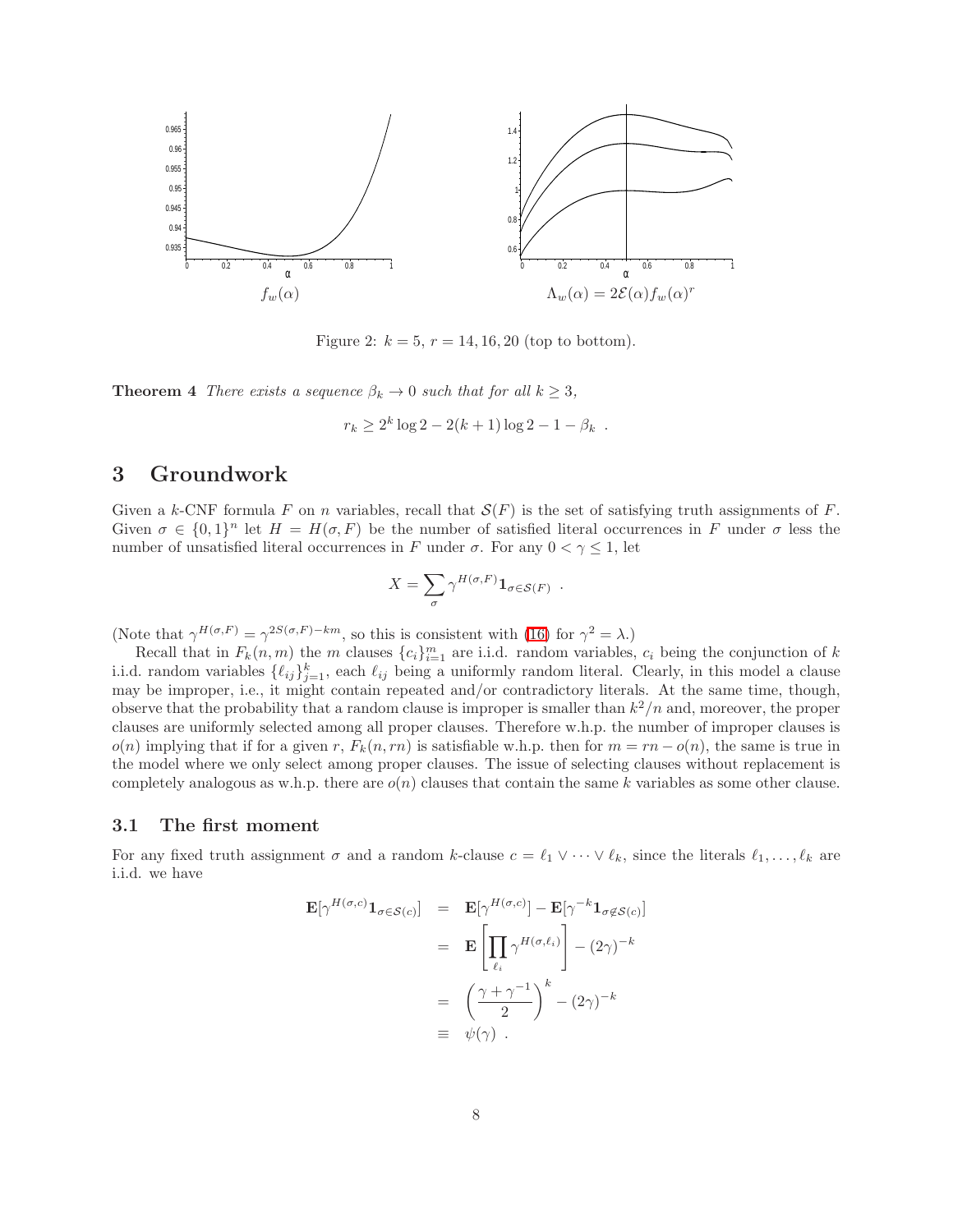0.965
0.96
0.955
0.95
0.945
0.94
0.935
0 0.2 0.4 0.6 0.8 1
α

$f_w(\alpha)$

1.4
1.2
1
0.8
0.6
0 0.2 0.4 0.6 0.8 1
α

$\Lambda_w(\alpha) = 2\mathcal{E}(\alpha) f_w(\alpha)^r$

Figure 2: $k = 5$, $r = 14, 16, 20$ (top to bottom).

**Theorem 4** *There exists a sequence $\beta_k \to 0$ such that for all $k \geq 3$,*

$$r_k \geq 2^k \log 2 - 2(k+1)\log 2 - 1 - \beta_k \ .$$

## 3 Groundwork

Given a $k$-CNF formula $F$ on $n$ variables, recall that $\mathcal{S}(F)$ is the set of satisfying truth assignments of $F$. Given $\sigma \in \{0,1\}^n$ let $H = H(\sigma, F)$ be the number of satisfied literal occurrences in $F$ under $\sigma$ less the number of unsatisfied literal occurrences in $F$ under $\sigma$. For any $0 < \gamma \leq 1$, let

$$X = \sum_{\sigma} \gamma^{H(\sigma,F)} \mathbf{1}_{\sigma \in \mathcal{S}(F)} \ .$$

(Note that $\gamma^{H(\sigma,F)} = \gamma^{2S(\sigma,F)-km}$, so this is consistent with (16) for $\gamma^2 = \lambda$.)

Recall that in $F_k(n,m)$ the $m$ clauses $\{c_i\}_{i=1}^m$ are i.i.d. random variables, $c_i$ being the conjunction of $k$ i.i.d. random variables $\{\ell_{ij}\}_{j=1}^k$, each $\ell_{ij}$ being a uniformly random literal. Clearly, in this model a clause may be improper, i.e., it might contain repeated and/or contradictory literals. At the same time, though, observe that the probability that a random clause is improper is smaller than $k^2/n$ and, moreover, the proper clauses are uniformly selected among all proper clauses. Therefore w.h.p. the number of improper clauses is $o(n)$ implying that if for a given $r$, $F_k(n, rn)$ is satisfiable w.h.p. then for $m = rn - o(n)$, the same is true in the model where we only select among proper clauses. The issue of selecting clauses without replacement is completely analogous as w.h.p. there are $o(n)$ clauses that contain the same $k$ variables as some other clause.

### 3.1 The first moment

For any fixed truth assignment $\sigma$ and a random $k$-clause $c = \ell_1 \vee \cdots \vee \ell_k$, since the literals $\ell_1, \ldots, \ell_k$ are i.i.d. we have

$$\begin{aligned}
\mathbf{E}[\gamma^{H(\sigma,c)} \mathbf{1}_{\sigma \in \mathcal{S}(c)}] &= \mathbf{E}[\gamma^{H(\sigma,c)}] - \mathbf{E}[\gamma^{-k} \mathbf{1}_{\sigma \notin \mathcal{S}(c)}] \\
&= \mathbf{E}\left[\prod_{\ell_i} \gamma^{H(\sigma,\ell_i)}\right] - (2\gamma)^{-k} \\
&= \left(\frac{\gamma + \gamma^{-1}}{2}\right)^k - (2\gamma)^{-k} \\
&\equiv \psi(\gamma) \ .
\end{aligned}$$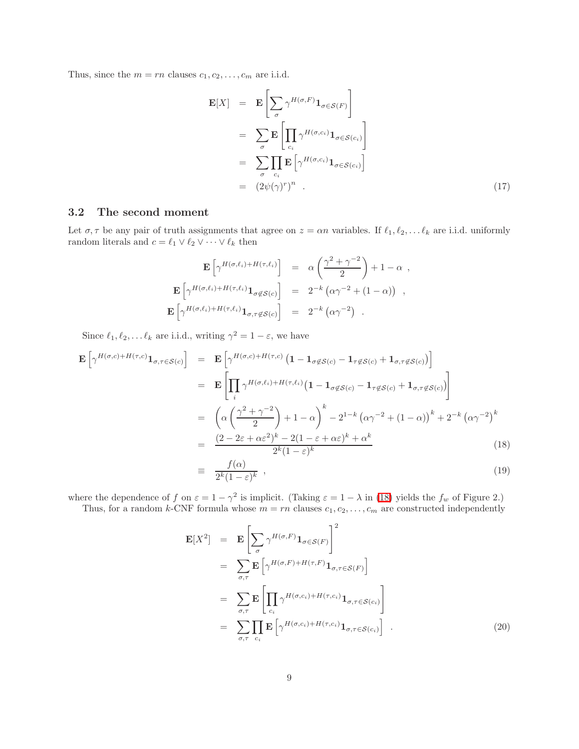Thus, since the $m = rn$ clauses $c_1, c_2, \ldots, c_m$ are i.i.d.

$$
\begin{aligned}
\mathbf{E}[X] &= \mathbf{E}\left[\sum_\sigma \gamma^{H(\sigma,F)} \mathbf{1}_{\sigma \in \mathcal{S}(F)}\right] \\
&= \sum_\sigma \mathbf{E}\left[\prod_{c_i} \gamma^{H(\sigma,c_i)} \mathbf{1}_{\sigma \in \mathcal{S}(c_i)}\right] \\
&= \sum_\sigma \prod_{c_i} \mathbf{E}\left[\gamma^{H(\sigma,c_i)} \mathbf{1}_{\sigma \in \mathcal{S}(c_i)}\right] \\
&= (2\psi(\gamma)^r)^n \quad . \qquad (17)
\end{aligned}
$$

## 3.2 The second moment

Let $\sigma, \tau$ be any pair of truth assignments that agree on $z = \alpha n$ variables. If $\ell_1, \ell_2, \ldots \ell_k$ are i.i.d. uniformly random literals and $c = \ell_1 \vee \ell_2 \vee \cdots \vee \ell_k$ then

$$
\begin{aligned}
\mathbf{E}\left[\gamma^{H(\sigma,\ell_i)+H(\tau,\ell_i)}\right] &= \alpha\left(\frac{\gamma^2+\gamma^{-2}}{2}\right) + 1 - \alpha \ , \\
\mathbf{E}\left[\gamma^{H(\sigma,\ell_i)+H(\tau,\ell_i)} \mathbf{1}_{\sigma \notin \mathcal{S}(c)}\right] &= 2^{-k}\left(\alpha\gamma^{-2} + (1-\alpha)\right) \ , \\
\mathbf{E}\left[\gamma^{H(\sigma,\ell_i)+H(\tau,\ell_i)} \mathbf{1}_{\sigma,\tau \notin \mathcal{S}(c)}\right] &= 2^{-k}\left(\alpha\gamma^{-2}\right) \ .
\end{aligned}
$$

Since $\ell_1, \ell_2, \ldots \ell_k$ are i.i.d., writing $\gamma^2 = 1 - \varepsilon$, we have

$$
\begin{aligned}
\mathbf{E}\left[\gamma^{H(\sigma,c)+H(\tau,c)} \mathbf{1}_{\sigma,\tau \in \mathcal{S}(c)}\right] &= \mathbf{E}\left[\gamma^{H(\sigma,c)+H(\tau,c)}\left(\mathbf{1} - \mathbf{1}_{\sigma \notin \mathcal{S}(c)} - \mathbf{1}_{\tau \notin \mathcal{S}(c)} + \mathbf{1}_{\sigma,\tau \notin \mathcal{S}(c)}\right)\right] \\
&= \mathbf{E}\left[\prod_i \gamma^{H(\sigma,\ell_i)+H(\tau,\ell_i)}\left(\mathbf{1} - \mathbf{1}_{\sigma \notin \mathcal{S}(c)} - \mathbf{1}_{\tau \notin \mathcal{S}(c)} + \mathbf{1}_{\sigma,\tau \notin \mathcal{S}(c)}\right)\right] \\
&= \left(\alpha\left(\frac{\gamma^2+\gamma^{-2}}{2}\right) + 1 - \alpha\right)^k - 2^{1-k}\left(\alpha\gamma^{-2} + (1-\alpha)\right)^k + 2^{-k}\left(\alpha\gamma^{-2}\right)^k \\
&= \frac{(2 - 2\varepsilon + \alpha\varepsilon^2)^k - 2(1 - \varepsilon + \alpha\varepsilon)^k + \alpha^k}{2^k(1-\varepsilon)^k} \qquad (18) \\
&\equiv \frac{f(\alpha)}{2^k(1-\varepsilon)^k} \ , \qquad (19)
\end{aligned}
$$

where the dependence of $f$ on $\varepsilon = 1 - \gamma^2$ is implicit. (Taking $\varepsilon = 1 - \lambda$ in (18) yields the $f_w$ of Figure 2.)

Thus, for a random $k$-CNF formula whose $m = rn$ clauses $c_1, c_2, \ldots, c_m$ are constructed independently

$$
\begin{aligned}
\mathbf{E}[X^2] &= \mathbf{E}\left[\sum_\sigma \gamma^{H(\sigma,F)} \mathbf{1}_{\sigma \in \mathcal{S}(F)}\right]^2 \\
&= \sum_{\sigma,\tau} \mathbf{E}\left[\gamma^{H(\sigma,F)+H(\tau,F)} \mathbf{1}_{\sigma,\tau \in \mathcal{S}(F)}\right] \\
&= \sum_{\sigma,\tau} \mathbf{E}\left[\prod_{c_i} \gamma^{H(\sigma,c_i)+H(\tau,c_i)} \mathbf{1}_{\sigma,\tau \in \mathcal{S}(c_i)}\right] \\
&= \sum_{\sigma,\tau} \prod_{c_i} \mathbf{E}\left[\gamma^{H(\sigma,c_i)+H(\tau,c_i)} \mathbf{1}_{\sigma,\tau \in \mathcal{S}(c_i)}\right] \ . \qquad (20)
\end{aligned}
$$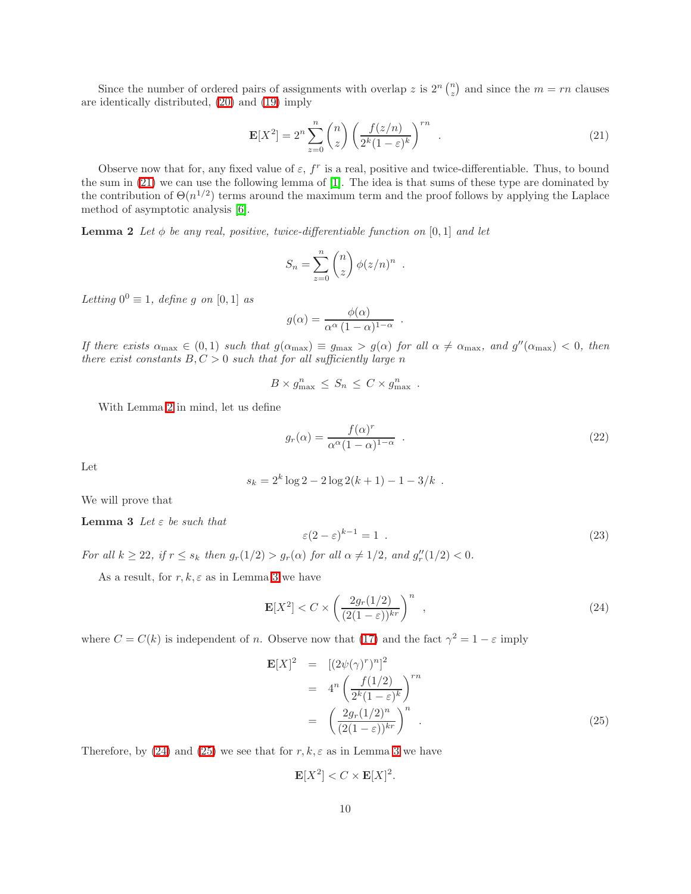Since the number of ordered pairs of assignments with overlap $z$ is $2^n\binom{n}{z}$ and since the $m = rn$ clauses are identically distributed, (20) and (19) imply

$$\mathbf{E}[X^2] = 2^n \sum_{z=0}^{n} \binom{n}{z} \left( \frac{f(z/n)}{2^k(1-\varepsilon)^k} \right)^{rn} \quad . \tag{21}$$

Observe now that for, any fixed value of $\varepsilon$, $f^r$ is a real, positive and twice-differentiable. Thus, to bound the sum in (21) we can use the following lemma of [1]. The idea is that sums of these type are dominated by the contribution of $\Theta(n^{1/2})$ terms around the maximum term and the proof follows by applying the Laplace method of asymptotic analysis [6].

**Lemma 2** *Let $\phi$ be any real, positive, twice-differentiable function on $[0,1]$ and let*

$$S_n = \sum_{z=0}^{n} \binom{n}{z} \phi(z/n)^n \ .$$

*Letting $0^0 \equiv 1$, define $g$ on $[0,1]$ as*

$$g(\alpha) = \frac{\phi(\alpha)}{\alpha^\alpha \, (1-\alpha)^{1-\alpha}} \ .$$

*If there exists $\alpha_{\max} \in (0,1)$ such that $g(\alpha_{\max}) \equiv g_{\max} > g(\alpha)$ for all $\alpha \neq \alpha_{\max}$, and $g''(\alpha_{\max}) < 0$, then there exist constants $B, C > 0$ such that for all sufficiently large $n$*

$$B \times g_{\max}^n \le S_n \le C \times g_{\max}^n \ .$$

With Lemma 2 in mind, let us define

$$g_r(\alpha) = \frac{f(\alpha)^r}{\alpha^\alpha (1-\alpha)^{1-\alpha}} \ . \tag{22}$$

Let

$$s_k = 2^k \log 2 - 2 \log 2(k+1) - 1 - 3/k \ .$$

We will prove that

**Lemma 3** *Let $\varepsilon$ be such that*

$$\varepsilon(2-\varepsilon)^{k-1} = 1 \ . \tag{23}$$

*For all $k \ge 22$, if $r \le s_k$ then $g_r(1/2) > g_r(\alpha)$ for all $\alpha \neq 1/2$, and $g_r''(1/2) < 0$.*

As a result, for $r, k, \varepsilon$ as in Lemma 3 we have

$$\mathbf{E}[X^2] < C \times \left( \frac{2 g_r(1/2)}{(2(1-\varepsilon))^{kr}} \right)^n \ , \tag{24}$$

where $C = C(k)$ is independent of $n$. Observe now that (17) and the fact $\gamma^2 = 1 - \varepsilon$ imply

$$\begin{aligned}
\mathbf{E}[X]^2 &= [(2\psi(\gamma)^r)^n]^2 \\
&= 4^n \left( \frac{f(1/2)}{2^k(1-\varepsilon)^k} \right)^{rn} \\
&= \left( \frac{2 g_r(1/2)^n}{(2(1-\varepsilon))^{kr}} \right)^n \ .
\end{aligned} \tag{25}$$

Therefore, by (24) and (25) we see that for $r, k, \varepsilon$ as in Lemma 3 we have

$$\mathbf{E}[X^2] < C \times \mathbf{E}[X]^2.$$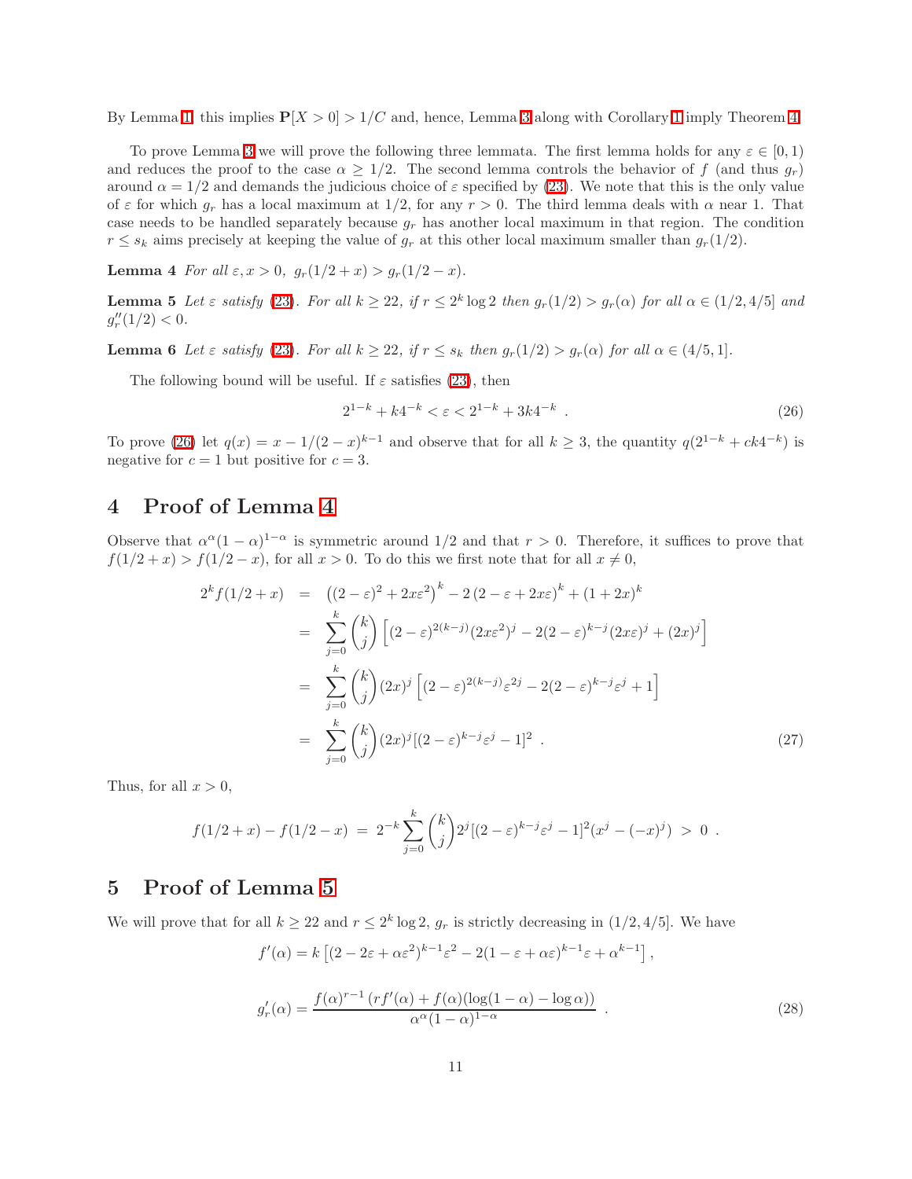By Lemma 1, this implies $\mathbf{P}[X > 0] > 1/C$ and, hence, Lemma 3 along with Corollary 1 imply Theorem 4.

To prove Lemma 3 we will prove the following three lemmata. The first lemma holds for any $\varepsilon \in [0, 1)$ and reduces the proof to the case $\alpha \geq 1/2$. The second lemma controls the behavior of $f$ (and thus $g_r$) around $\alpha = 1/2$ and demands the judicious choice of $\varepsilon$ specified by (23). We note that this is the only value of $\varepsilon$ for which $g_r$ has a local maximum at $1/2$, for any $r > 0$. The third lemma deals with $\alpha$ near 1. That case needs to be handled separately because $g_r$ has another local maximum in that region. The condition $r \leq s_k$ aims precisely at keeping the value of $g_r$ at this other local maximum smaller than $g_r(1/2)$.

**Lemma 4** *For all $\varepsilon, x > 0$, $g_r(1/2 + x) > g_r(1/2 - x)$.*

**Lemma 5** *Let $\varepsilon$ satisfy (23). For all $k \geq 22$, if $r \leq 2^k \log 2$ then $g_r(1/2) > g_r(\alpha)$ for all $\alpha \in (1/2, 4/5]$ and $g_r''(1/2) < 0$.*

**Lemma 6** *Let $\varepsilon$ satisfy (23). For all $k \geq 22$, if $r \leq s_k$ then $g_r(1/2) > g_r(\alpha)$ for all $\alpha \in (4/5, 1]$.*

The following bound will be useful. If $\varepsilon$ satisfies (23), then

$$2^{1-k} + k4^{-k} < \varepsilon < 2^{1-k} + 3k4^{-k} \ . \tag{26}$$

To prove (26) let $q(x) = x - 1/(2-x)^{k-1}$ and observe that for all $k \geq 3$, the quantity $q(2^{1-k} + ck4^{-k})$ is negative for $c = 1$ but positive for $c = 3$.

## 4 Proof of Lemma 4

Observe that $\alpha^\alpha (1-\alpha)^{1-\alpha}$ is symmetric around $1/2$ and that $r > 0$. Therefore, it suffices to prove that $f(1/2 + x) > f(1/2 - x)$, for all $x > 0$. To do this we first note that for all $x \neq 0$,

$$\begin{aligned}
2^k f(1/2 + x) &= \left((2-\varepsilon)^2 + 2x\varepsilon^2\right)^k - 2\left(2 - \varepsilon + 2x\varepsilon\right)^k + (1 + 2x)^k \\
&= \sum_{j=0}^{k} \binom{k}{j} \left[(2-\varepsilon)^{2(k-j)}(2x\varepsilon^2)^j - 2(2-\varepsilon)^{k-j}(2x\varepsilon)^j + (2x)^j\right] \\
&= \sum_{j=0}^{k} \binom{k}{j} (2x)^j \left[(2-\varepsilon)^{2(k-j)}\varepsilon^{2j} - 2(2-\varepsilon)^{k-j}\varepsilon^j + 1\right] \\
&= \sum_{j=0}^{k} \binom{k}{j} (2x)^j [(2-\varepsilon)^{k-j}\varepsilon^j - 1]^2 \ . 
\end{aligned} \tag{27}$$

Thus, for all $x > 0$,

$$f(1/2 + x) - f(1/2 - x) \ = \ 2^{-k} \sum_{j=0}^{k} \binom{k}{j} 2^j [(2-\varepsilon)^{k-j}\varepsilon^j - 1]^2 (x^j - (-x)^j) \ > \ 0 \ .$$

## 5 Proof of Lemma 5

We will prove that for all $k \geq 22$ and $r \leq 2^k \log 2$, $g_r$ is strictly decreasing in $(1/2, 4/5]$. We have

$$f'(\alpha) = k\left[(2 - 2\varepsilon + \alpha\varepsilon^2)^{k-1}\varepsilon^2 - 2(1 - \varepsilon + \alpha\varepsilon)^{k-1}\varepsilon + \alpha^{k-1}\right],$$

$$g_r'(\alpha) = \frac{f(\alpha)^{r-1}\left(rf'(\alpha) + f(\alpha)(\log(1-\alpha) - \log\alpha)\right)}{\alpha^\alpha(1-\alpha)^{1-\alpha}} \ . \tag{28}$$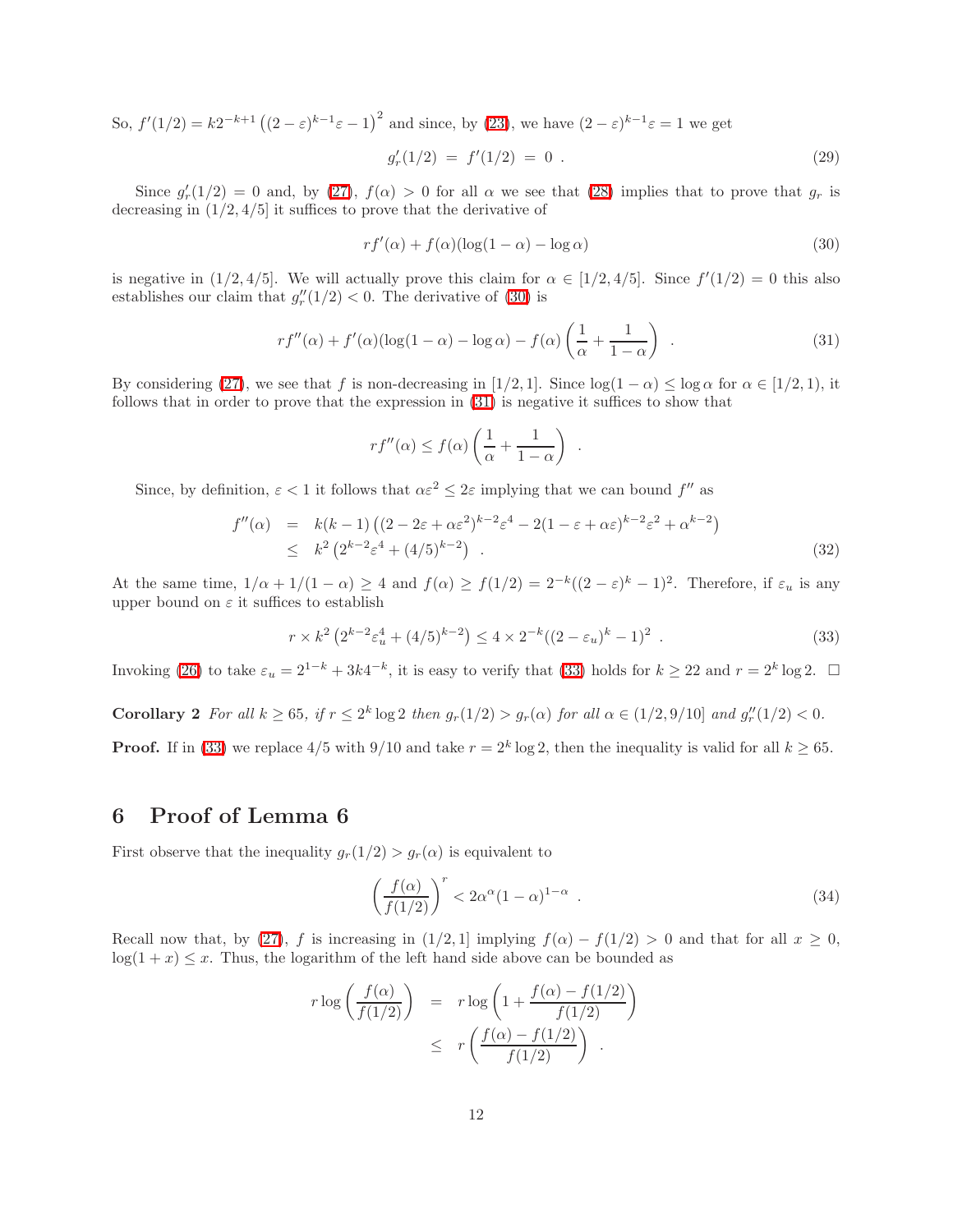So, $f'(1/2) = k2^{-k+1}\left((2-\varepsilon)^{k-1}\varepsilon - 1\right)^2$ and since, by (23), we have $(2-\varepsilon)^{k-1}\varepsilon = 1$ we get

$$g_r'(1/2) \;=\; f'(1/2) \;=\; 0 \;. \tag{29}$$

Since $g_r'(1/2) = 0$ and, by (27), $f(\alpha) > 0$ for all $\alpha$ we see that (28) implies that to prove that $g_r$ is decreasing in $(1/2, 4/5]$ it suffices to prove that the derivative of

$$rf'(\alpha) + f(\alpha)(\log(1-\alpha) - \log\alpha) \tag{30}$$

is negative in $(1/2, 4/5]$. We will actually prove this claim for $\alpha \in [1/2, 4/5]$. Since $f'(1/2) = 0$ this also establishes our claim that $g_r''(1/2) < 0$. The derivative of (30) is

$$rf''(\alpha) + f'(\alpha)(\log(1-\alpha) - \log\alpha) - f(\alpha)\left(\frac{1}{\alpha} + \frac{1}{1-\alpha}\right) \;. \tag{31}$$

By considering (27), we see that $f$ is non-decreasing in $[1/2, 1]$. Since $\log(1-\alpha) \le \log\alpha$ for $\alpha \in [1/2, 1)$, it follows that in order to prove that the expression in (31) is negative it suffices to show that

$$rf''(\alpha) \le f(\alpha)\left(\frac{1}{\alpha} + \frac{1}{1-\alpha}\right) \;.$$

Since, by definition, $\varepsilon < 1$ it follows that $\alpha\varepsilon^2 \le 2\varepsilon$ implying that we can bound $f''$ as

$$\begin{aligned}
f''(\alpha) &= k(k-1)\left((2-2\varepsilon+\alpha\varepsilon^2)^{k-2}\varepsilon^4 - 2(1-\varepsilon+\alpha\varepsilon)^{k-2}\varepsilon^2 + \alpha^{k-2}\right) \\
&\le k^2\left(2^{k-2}\varepsilon^4 + (4/5)^{k-2}\right) \;.
\end{aligned} \tag{32}$$

At the same time, $1/\alpha + 1/(1-\alpha) \ge 4$ and $f(\alpha) \ge f(1/2) = 2^{-k}((2-\varepsilon)^k - 1)^2$. Therefore, if $\varepsilon_u$ is any upper bound on $\varepsilon$ it suffices to establish

$$r \times k^2\left(2^{k-2}\varepsilon_u^4 + (4/5)^{k-2}\right) \le 4 \times 2^{-k}((2-\varepsilon_u)^k - 1)^2 \;. \tag{33}$$

Invoking (26) to take $\varepsilon_u = 2^{1-k} + 3k4^{-k}$, it is easy to verify that (33) holds for $k \ge 22$ and $r = 2^k \log 2$. $\square$

**Corollary 2** *For all $k \ge 65$, if $r \le 2^k \log 2$ then $g_r(1/2) > g_r(\alpha)$ for all $\alpha \in (1/2, 9/10]$ and $g_r''(1/2) < 0$.*

**Proof.** If in (33) we replace $4/5$ with $9/10$ and take $r = 2^k \log 2$, then the inequality is valid for all $k \ge 65$.

# 6 Proof of Lemma 6

First observe that the inequality $g_r(1/2) > g_r(\alpha)$ is equivalent to

$$\left(\frac{f(\alpha)}{f(1/2)}\right)^r < 2\alpha^\alpha(1-\alpha)^{1-\alpha} \;. \tag{34}$$

Recall now that, by (27), $f$ is increasing in $(1/2, 1]$ implying $f(\alpha) - f(1/2) > 0$ and that for all $x \ge 0$, $\log(1+x) \le x$. Thus, the logarithm of the left hand side above can be bounded as

$$\begin{aligned}
r\log\left(\frac{f(\alpha)}{f(1/2)}\right) &= r\log\left(1 + \frac{f(\alpha) - f(1/2)}{f(1/2)}\right) \\
&\le r\left(\frac{f(\alpha) - f(1/2)}{f(1/2)}\right) \;.
\end{aligned}$$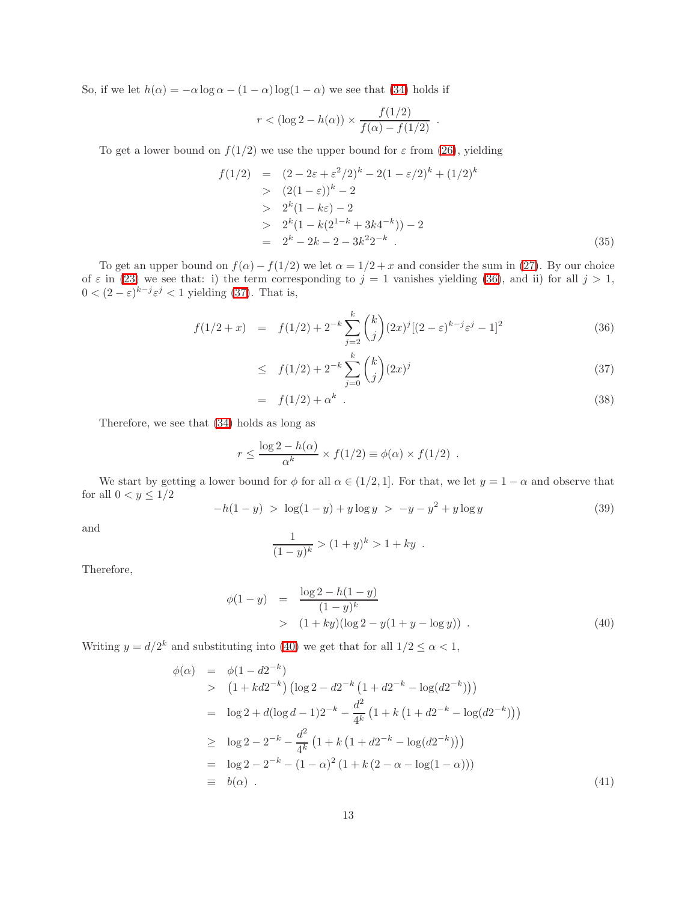So, if we let $h(\alpha) = -\alpha \log \alpha - (1-\alpha)\log(1-\alpha)$ we see that (34) holds if

$$r < (\log 2 - h(\alpha)) \times \frac{f(1/2)}{f(\alpha) - f(1/2)} \ .$$

To get a lower bound on $f(1/2)$ we use the upper bound for $\varepsilon$ from (26), yielding

$$\begin{aligned}
f(1/2) &= (2 - 2\varepsilon + \varepsilon^2/2)^k - 2(1-\varepsilon/2)^k + (1/2)^k \\
&> (2(1-\varepsilon))^k - 2 \\
&> 2^k(1 - k\varepsilon) - 2 \\
&> 2^k(1 - k(2^{1-k} + 3k4^{-k})) - 2 \\
&= 2^k - 2k - 2 - 3k^2 2^{-k} \ .
\end{aligned} \tag{35}$$

To get an upper bound on $f(\alpha) - f(1/2)$ we let $\alpha = 1/2 + x$ and consider the sum in (27). By our choice of $\varepsilon$ in (23) we see that: i) the term corresponding to $j = 1$ vanishes yielding (36), and ii) for all $j > 1$, $0 < (2-\varepsilon)^{k-j}\varepsilon^j < 1$ yielding (37). That is,

$$f(1/2 + x) = f(1/2) + 2^{-k} \sum_{j=2}^{k} \binom{k}{j} (2x)^j [(2-\varepsilon)^{k-j}\varepsilon^j - 1]^2 \tag{36}$$

$$\leq f(1/2) + 2^{-k} \sum_{j=0}^{k} \binom{k}{j} (2x)^j \tag{37}$$

$$= f(1/2) + \alpha^k \ . \tag{38}$$

Therefore, we see that (34) holds as long as

$$r \leq \frac{\log 2 - h(\alpha)}{\alpha^k} \times f(1/2) \equiv \phi(\alpha) \times f(1/2) \ .$$

We start by getting a lower bound for $\phi$ for all $\alpha \in (1/2, 1]$. For that, we let $y = 1 - \alpha$ and observe that for all $0 < y \leq 1/2$

$$-h(1-y) \ > \ \log(1-y) + y \log y \ > \ -y - y^2 + y \log y \tag{39}$$

and

$$\frac{1}{(1-y)^k} > (1+y)^k > 1 + ky \ .$$

Therefore,

$$\begin{aligned}
\phi(1-y) &= \frac{\log 2 - h(1-y)}{(1-y)^k} \\
&> (1 + ky)(\log 2 - y(1 + y - \log y)) \ .
\end{aligned} \tag{40}$$

Writing $y = d/2^k$ and substituting into (40) we get that for all $1/2 \leq \alpha < 1$,

$$\begin{aligned}
\phi(\alpha) &= \phi(1 - d2^{-k}) \\
&> \left(1 + kd2^{-k}\right)\left(\log 2 - d2^{-k}\left(1 + d2^{-k} - \log(d2^{-k})\right)\right) \\
&= \log 2 + d(\log d - 1)2^{-k} - \frac{d^2}{4^k}\left(1 + k\left(1 + d2^{-k} - \log(d2^{-k})\right)\right) \\
&\geq \log 2 - 2^{-k} - \frac{d^2}{4^k}\left(1 + k\left(1 + d2^{-k} - \log(d2^{-k})\right)\right) \\
&= \log 2 - 2^{-k} - (1-\alpha)^2\left(1 + k\left(2 - \alpha - \log(1-\alpha)\right)\right) \\
&\equiv b(\alpha) \ .
\end{aligned} \tag{41}$$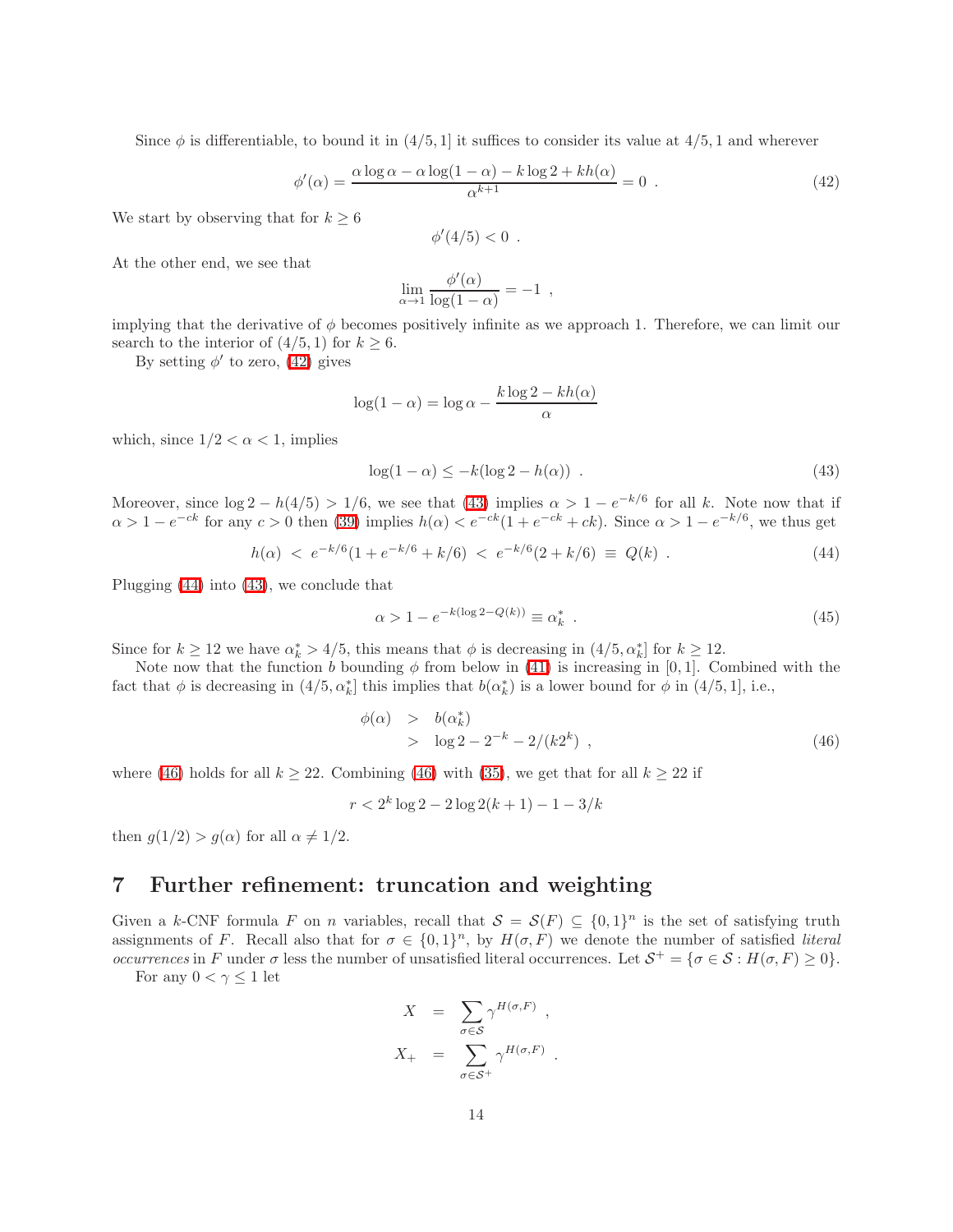Since $\phi$ is differentiable, to bound it in $(4/5, 1]$ it suffices to consider its value at $4/5, 1$ and wherever

$$\phi'(\alpha) = \frac{\alpha \log \alpha - \alpha \log(1-\alpha) - k \log 2 + k h(\alpha)}{\alpha^{k+1}} = 0 \ . \tag{42}$$

We start by observing that for $k \geq 6$

$$\phi'(4/5) < 0 \ .$$

At the other end, we see that

$$\lim_{\alpha \to 1} \frac{\phi'(\alpha)}{\log(1-\alpha)} = -1 \ ,$$

implying that the derivative of $\phi$ becomes positively infinite as we approach 1. Therefore, we can limit our search to the interior of $(4/5, 1)$ for $k \geq 6$.

By setting $\phi'$ to zero, (42) gives

$$\log(1-\alpha) = \log \alpha - \frac{k \log 2 - k h(\alpha)}{\alpha}$$

which, since $1/2 < \alpha < 1$, implies

$$\log(1-\alpha) \leq -k(\log 2 - h(\alpha)) \ . \tag{43}$$

Moreover, since $\log 2 - h(4/5) > 1/6$, we see that (43) implies $\alpha > 1 - e^{-k/6}$ for all $k$. Note now that if $\alpha > 1 - e^{-ck}$ for any $c > 0$ then (39) implies $h(\alpha) < e^{-ck}(1 + e^{-ck} + ck)$. Since $\alpha > 1 - e^{-k/6}$, we thus get

$$h(\alpha) \ < \ e^{-k/6}(1 + e^{-k/6} + k/6) \ < \ e^{-k/6}(2 + k/6) \ \equiv \ Q(k) \ . \tag{44}$$

Plugging (44) into (43), we conclude that

$$\alpha > 1 - e^{-k(\log 2 - Q(k))} \equiv \alpha_k^* \ . \tag{45}$$

Since for $k \geq 12$ we have $\alpha_k^* > 4/5$, this means that $\phi$ is decreasing in $(4/5, \alpha_k^*]$ for $k \geq 12$.

Note now that the function $b$ bounding $\phi$ from below in (41) is increasing in $[0, 1]$. Combined with the fact that $\phi$ is decreasing in $(4/5, \alpha_k^*]$ this implies that $b(\alpha_k^*)$ is a lower bound for $\phi$ in $(4/5, 1]$, i.e.,

$$\begin{aligned} \phi(\alpha) &> b(\alpha_k^*) \\ &> \log 2 - 2^{-k} - 2/(k 2^k) \ , \end{aligned} \tag{46}$$

where (46) holds for all $k \geq 22$. Combining (46) with (35), we get that for all $k \geq 22$ if

$$r < 2^k \log 2 - 2 \log 2(k+1) - 1 - 3/k$$

then $g(1/2) > g(\alpha)$ for all $\alpha \neq 1/2$.

## 7 Further refinement: truncation and weighting

Given a $k$-CNF formula $F$ on $n$ variables, recall that $\mathcal{S} = \mathcal{S}(F) \subseteq \{0,1\}^n$ is the set of satisfying truth assignments of $F$. Recall also that for $\sigma \in \{0,1\}^n$, by $H(\sigma, F)$ we denote the number of satisfied *literal occurrences* in $F$ under $\sigma$ less the number of unsatisfied literal occurrences. Let $\mathcal{S}^+ = \{\sigma \in \mathcal{S} : H(\sigma, F) \geq 0\}$.

For any $0 < \gamma \leq 1$ let

$$\begin{aligned} X &= \sum_{\sigma \in \mathcal{S}} \gamma^{H(\sigma, F)} \ , \\ X_+ &= \sum_{\sigma \in \mathcal{S}^+} \gamma^{H(\sigma, F)} \ . \end{aligned}$$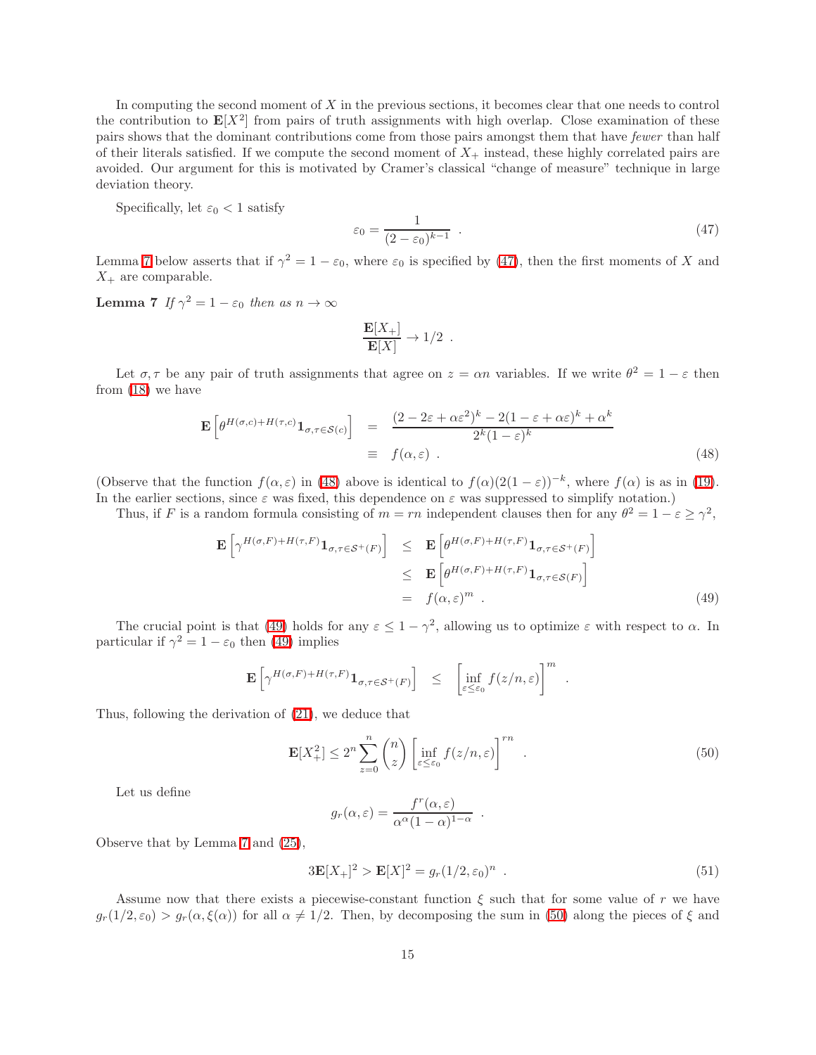In computing the second moment of $X$ in the previous sections, it becomes clear that one needs to control the contribution to $\mathbf{E}[X^2]$ from pairs of truth assignments with high overlap. Close examination of these pairs shows that the dominant contributions come from those pairs amongst them that have *fewer* than half of their literals satisfied. If we compute the second moment of $X_+$ instead, these highly correlated pairs are avoided. Our argument for this is motivated by Cramer's classical "change of measure" technique in large deviation theory.

Specifically, let $\varepsilon_0 < 1$ satisfy

$$\varepsilon_0 = \frac{1}{(2-\varepsilon_0)^{k-1}} \ . \tag{47}$$

Lemma 7 below asserts that if $\gamma^2 = 1 - \varepsilon_0$, where $\varepsilon_0$ is specified by (47), then the first moments of $X$ and $X_+$ are comparable.

**Lemma 7** *If $\gamma^2 = 1 - \varepsilon_0$ then as $n \to \infty$*

$$\frac{\mathbf{E}[X_+]}{\mathbf{E}[X]} \to 1/2 \ .$$

Let $\sigma, \tau$ be any pair of truth assignments that agree on $z = \alpha n$ variables. If we write $\theta^2 = 1 - \varepsilon$ then from (18) we have

$$\begin{aligned}
\mathbf{E}\left[\theta^{H(\sigma,c)+H(\tau,c)}\mathbf{1}_{\sigma,\tau\in\mathcal{S}(c)}\right] &= \frac{(2-2\varepsilon+\alpha\varepsilon^2)^k - 2(1-\varepsilon+\alpha\varepsilon)^k + \alpha^k}{2^k(1-\varepsilon)^k} \\
&\equiv f(\alpha,\varepsilon) \ .
\end{aligned} \tag{48}$$

(Observe that the function $f(\alpha,\varepsilon)$ in (48) above is identical to $f(\alpha)(2(1-\varepsilon))^{-k}$, where $f(\alpha)$ is as in (19). In the earlier sections, since $\varepsilon$ was fixed, this dependence on $\varepsilon$ was suppressed to simplify notation.)

Thus, if $F$ is a random formula consisting of $m = rn$ independent clauses then for any $\theta^2 = 1 - \varepsilon \geq \gamma^2$,

$$\begin{aligned}
\mathbf{E}\left[\gamma^{H(\sigma,F)+H(\tau,F)}\mathbf{1}_{\sigma,\tau\in\mathcal{S}^+(F)}\right] &\leq \mathbf{E}\left[\theta^{H(\sigma,F)+H(\tau,F)}\mathbf{1}_{\sigma,\tau\in\mathcal{S}^+(F)}\right] \\
&\leq \mathbf{E}\left[\theta^{H(\sigma,F)+H(\tau,F)}\mathbf{1}_{\sigma,\tau\in\mathcal{S}(F)}\right] \\
&= f(\alpha,\varepsilon)^m \ .
\end{aligned} \tag{49}$$

The crucial point is that (49) holds for any $\varepsilon \leq 1-\gamma^2$, allowing us to optimize $\varepsilon$ with respect to $\alpha$. In particular if $\gamma^2 = 1-\varepsilon_0$ then (49) implies

$$\mathbf{E}\left[\gamma^{H(\sigma,F)+H(\tau,F)}\mathbf{1}_{\sigma,\tau\in\mathcal{S}^+(F)}\right] \leq \left[\inf_{\varepsilon\leq\varepsilon_0} f(z/n,\varepsilon)\right]^m \ .$$

Thus, following the derivation of (21), we deduce that

$$\mathbf{E}[X_+^2] \leq 2^n \sum_{z=0}^{n} \binom{n}{z} \left[\inf_{\varepsilon\leq\varepsilon_0} f(z/n,\varepsilon)\right]^{rn} \ . \tag{50}$$

Let us define

$$g_r(\alpha,\varepsilon) = \frac{f^r(\alpha,\varepsilon)}{\alpha^\alpha(1-\alpha)^{1-\alpha}} \ .$$

Observe that by Lemma 7 and (25),

$$3\mathbf{E}[X_+]^2 > \mathbf{E}[X]^2 = g_r(1/2,\varepsilon_0)^n \ . \tag{51}$$

Assume now that there exists a piecewise-constant function $\xi$ such that for some value of $r$ we have $g_r(1/2,\varepsilon_0) > g_r(\alpha,\xi(\alpha))$ for all $\alpha \neq 1/2$. Then, by decomposing the sum in (50) along the pieces of $\xi$ and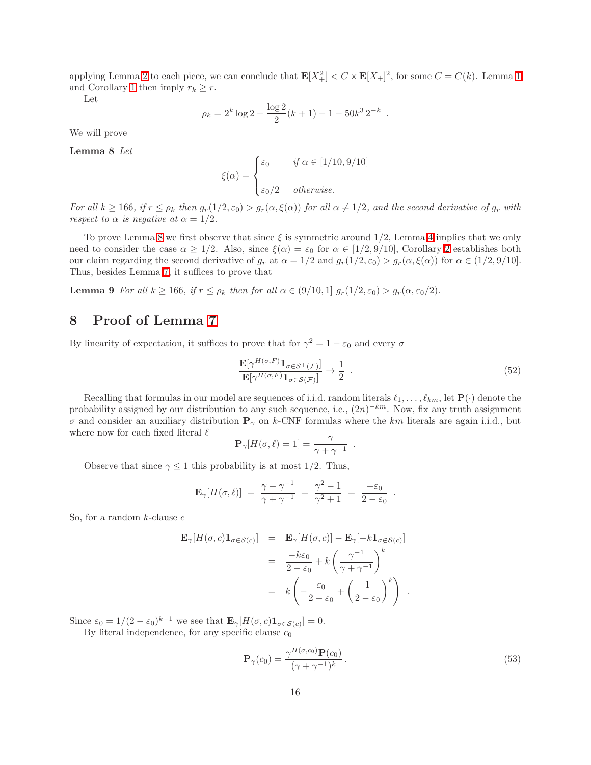applying Lemma 2 to each piece, we can conclude that $\mathbf{E}[X_+^2] < C \times \mathbf{E}[X_+]^2$, for some $C = C(k)$. Lemma 1 and Corollary 1 then imply $r_k \geq r$.

Let

$$\rho_k = 2^k \log 2 - \frac{\log 2}{2}(k+1) - 1 - 50k^3 2^{-k} \ .$$

We will prove

**Lemma 8** *Let*

$$\xi(\alpha) = \begin{cases} \varepsilon_0 & \text{if } \alpha \in [1/10, 9/10] \\ \\ \varepsilon_0/2 & \text{otherwise.} \end{cases}$$

*For all $k \geq 166$, if $r \leq \rho_k$ then $g_r(1/2, \varepsilon_0) > g_r(\alpha, \xi(\alpha))$ for all $\alpha \neq 1/2$, and the second derivative of $g_r$ with respect to $\alpha$ is negative at $\alpha = 1/2$.*

To prove Lemma 8 we first observe that since $\xi$ is symmetric around $1/2$, Lemma 4 implies that we only need to consider the case $\alpha \geq 1/2$. Also, since $\xi(\alpha) = \varepsilon_0$ for $\alpha \in [1/2, 9/10]$, Corollary 2 establishes both our claim regarding the second derivative of $g_r$ at $\alpha = 1/2$ and $g_r(1/2, \varepsilon_0) > g_r(\alpha, \xi(\alpha))$ for $\alpha \in (1/2, 9/10]$. Thus, besides Lemma 7, it suffices to prove that

**Lemma 9** *For all $k \geq 166$, if $r \leq \rho_k$ then for all $\alpha \in (9/10, 1]$ $g_r(1/2, \varepsilon_0) > g_r(\alpha, \varepsilon_0/2)$.*

# 8 Proof of Lemma 7

By linearity of expectation, it suffices to prove that for $\gamma^2 = 1 - \varepsilon_0$ and every $\sigma$

$$\frac{\mathbf{E}[\gamma^{H(\sigma,F)} \mathbf{1}_{\sigma \in \mathcal{S}^+(\mathcal{F})}]}{\mathbf{E}[\gamma^{H(\sigma,F)} \mathbf{1}_{\sigma \in \mathcal{S}(\mathcal{F})}]} \to \frac{1}{2} \ . \tag{52}$$

Recalling that formulas in our model are sequences of i.i.d. random literals $\ell_1, \ldots, \ell_{km}$, let $\mathbf{P}(\cdot)$ denote the probability assigned by our distribution to any such sequence, i.e., $(2n)^{-km}$. Now, fix any truth assignment $\sigma$ and consider an auxiliary distribution $\mathbf{P}_\gamma$ on $k$-CNF formulas where the $km$ literals are again i.i.d., but where now for each fixed literal $\ell$

$$\mathbf{P}_\gamma[H(\sigma, \ell) = 1] = \frac{\gamma}{\gamma + \gamma^{-1}} \ .$$

Observe that since $\gamma \leq 1$ this probability is at most $1/2$. Thus,

$$\mathbf{E}_\gamma[H(\sigma, \ell)] \ = \ \frac{\gamma - \gamma^{-1}}{\gamma + \gamma^{-1}} \ = \ \frac{\gamma^2 - 1}{\gamma^2 + 1} \ = \ \frac{-\varepsilon_0}{2 - \varepsilon_0} \ .$$

So, for a random $k$-clause $c$

$$\begin{aligned} \mathbf{E}_\gamma[H(\sigma, c)\mathbf{1}_{\sigma \in \mathcal{S}(c)}] &= \mathbf{E}_\gamma[H(\sigma, c)] - \mathbf{E}_\gamma[-k\mathbf{1}_{\sigma \notin \mathcal{S}(c)}] \\ &= \frac{-k\varepsilon_0}{2 - \varepsilon_0} + k\left(\frac{\gamma^{-1}}{\gamma + \gamma^{-1}}\right)^k \\ &= k\left(-\frac{\varepsilon_0}{2 - \varepsilon_0} + \left(\frac{1}{2 - \varepsilon_0}\right)^k\right) \ . \end{aligned}$$

Since $\varepsilon_0 = 1/(2 - \varepsilon_0)^{k-1}$ we see that $\mathbf{E}_\gamma[H(\sigma, c)\mathbf{1}_{\sigma \in \mathcal{S}(c)}] = 0$.

By literal independence, for any specific clause $c_0$

$$\mathbf{P}_\gamma(c_0) = \frac{\gamma^{H(\sigma, c_0)} \mathbf{P}(c_0)}{(\gamma + \gamma^{-1})^k} . \tag{53}$$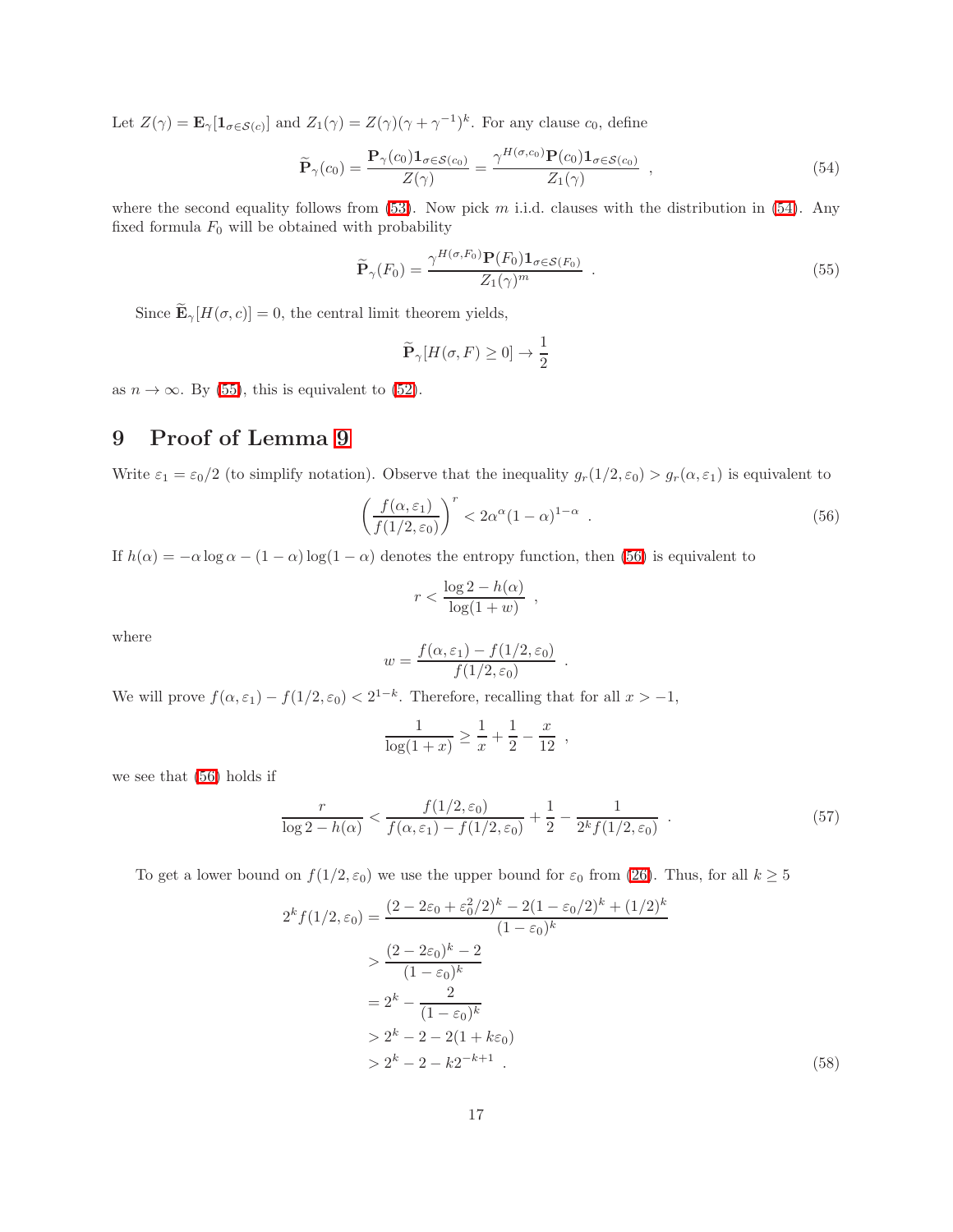Let $Z(\gamma) = \mathbf{E}_\gamma[\mathbf{1}_{\sigma \in \mathcal{S}(c)}]$ and $Z_1(\gamma) = Z(\gamma)(\gamma + \gamma^{-1})^k$. For any clause $c_0$, define

$$\widetilde{\mathbf{P}}_\gamma(c_0) = \frac{\mathbf{P}_\gamma(c_0)\mathbf{1}_{\sigma \in \mathcal{S}(c_0)}}{Z(\gamma)} = \frac{\gamma^{H(\sigma,c_0)}\mathbf{P}(c_0)\mathbf{1}_{\sigma \in \mathcal{S}(c_0)}}{Z_1(\gamma)} \ , \tag{54}$$

where the second equality follows from (53). Now pick $m$ i.i.d. clauses with the distribution in (54). Any fixed formula $F_0$ will be obtained with probability

$$\widetilde{\mathbf{P}}_\gamma(F_0) = \frac{\gamma^{H(\sigma,F_0)}\mathbf{P}(F_0)\mathbf{1}_{\sigma \in \mathcal{S}(F_0)}}{Z_1(\gamma)^m} \ . \tag{55}$$

Since $\widetilde{\mathbf{E}}_\gamma[H(\sigma, c)] = 0$, the central limit theorem yields,

$$\widetilde{\mathbf{P}}_\gamma[H(\sigma, F) \geq 0] \to \frac{1}{2}$$

as $n \to \infty$. By (55), this is equivalent to (52).

# 9 Proof of Lemma 9

Write $\varepsilon_1 = \varepsilon_0/2$ (to simplify notation). Observe that the inequality $g_r(1/2, \varepsilon_0) > g_r(\alpha, \varepsilon_1)$ is equivalent to

$$\left(\frac{f(\alpha, \varepsilon_1)}{f(1/2, \varepsilon_0)}\right)^r < 2\alpha^\alpha(1-\alpha)^{1-\alpha} \ . \tag{56}$$

If $h(\alpha) = -\alpha \log \alpha - (1-\alpha)\log(1-\alpha)$ denotes the entropy function, then (56) is equivalent to

$$r < \frac{\log 2 - h(\alpha)}{\log(1+w)} \ ,$$

where

$$w = \frac{f(\alpha, \varepsilon_1) - f(1/2, \varepsilon_0)}{f(1/2, \varepsilon_0)} \ .$$

We will prove $f(\alpha, \varepsilon_1) - f(1/2, \varepsilon_0) < 2^{1-k}$. Therefore, recalling that for all $x > -1$,

$$\frac{1}{\log(1+x)} \geq \frac{1}{x} + \frac{1}{2} - \frac{x}{12} \ ,$$

we see that (56) holds if

$$\frac{r}{\log 2 - h(\alpha)} < \frac{f(1/2, \varepsilon_0)}{f(\alpha, \varepsilon_1) - f(1/2, \varepsilon_0)} + \frac{1}{2} - \frac{1}{2^k f(1/2, \varepsilon_0)} \ . \tag{57}$$

To get a lower bound on $f(1/2, \varepsilon_0)$ we use the upper bound for $\varepsilon_0$ from (26). Thus, for all $k \geq 5$

$$\begin{aligned}
2^k f(1/2, \varepsilon_0) &= \frac{(2 - 2\varepsilon_0 + \varepsilon_0^2/2)^k - 2(1 - \varepsilon_0/2)^k + (1/2)^k}{(1-\varepsilon_0)^k} \\
&> \frac{(2 - 2\varepsilon_0)^k - 2}{(1-\varepsilon_0)^k} \\
&= 2^k - \frac{2}{(1-\varepsilon_0)^k} \\
&> 2^k - 2 - 2(1 + k\varepsilon_0) \\
&> 2^k - 2 - k2^{-k+1} \ .
\end{aligned} \tag{58}$$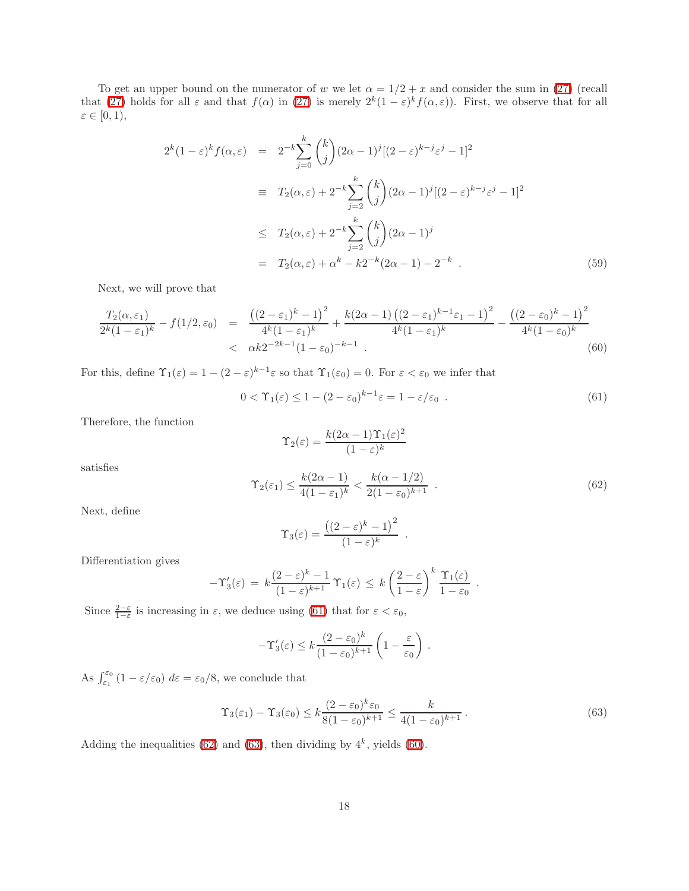To get an upper bound on the numerator of $w$ we let $\alpha = 1/2 + x$ and consider the sum in (27) (recall that (27) holds for all $\varepsilon$ and that $f(\alpha)$ in (27) is merely $2^k(1-\varepsilon)^k f(\alpha, \varepsilon)$). First, we observe that for all $\varepsilon \in [0, 1)$,

$$
\begin{aligned}
2^k(1-\varepsilon)^k f(\alpha,\varepsilon) &= 2^{-k}\sum_{j=0}^{k}\binom{k}{j}(2\alpha-1)^j[(2-\varepsilon)^{k-j}\varepsilon^j - 1]^2 \\
&\equiv T_2(\alpha,\varepsilon) + 2^{-k}\sum_{j=2}^{k}\binom{k}{j}(2\alpha-1)^j[(2-\varepsilon)^{k-j}\varepsilon^j - 1]^2 \\
&\leq T_2(\alpha,\varepsilon) + 2^{-k}\sum_{j=2}^{k}\binom{k}{j}(2\alpha-1)^j \\
&= T_2(\alpha,\varepsilon) + \alpha^k - k2^{-k}(2\alpha-1) - 2^{-k} \ . \qquad (59)
\end{aligned}
$$

Next, we will prove that

$$
\begin{aligned}
\frac{T_2(\alpha,\varepsilon_1)}{2^k(1-\varepsilon_1)^k} - f(1/2,\varepsilon_0) &= \frac{\left((2-\varepsilon_1)^k - 1\right)^2}{4^k(1-\varepsilon_1)^k} + \frac{k(2\alpha-1)\left((2-\varepsilon_1)^{k-1}\varepsilon_1 - 1\right)^2}{4^k(1-\varepsilon_1)^k} - \frac{\left((2-\varepsilon_0)^k - 1\right)^2}{4^k(1-\varepsilon_0)^k} \\
&< \alpha k 2^{-2k-1}(1-\varepsilon_0)^{-k-1} \ . \qquad (60)
\end{aligned}
$$

For this, define $\Upsilon_1(\varepsilon) = 1 - (2-\varepsilon)^{k-1}\varepsilon$ so that $\Upsilon_1(\varepsilon_0) = 0$. For $\varepsilon < \varepsilon_0$ we infer that

$$
0 < \Upsilon_1(\varepsilon) \leq 1 - (2-\varepsilon_0)^{k-1}\varepsilon = 1 - \varepsilon/\varepsilon_0 \ . \qquad (61)
$$

Therefore, the function

$$
\Upsilon_2(\varepsilon) = \frac{k(2\alpha-1)\Upsilon_1(\varepsilon)^2}{(1-\varepsilon)^k}
$$

satisfies

$$
\Upsilon_2(\varepsilon_1) \leq \frac{k(2\alpha-1)}{4(1-\varepsilon_1)^k} < \frac{k(\alpha-1/2)}{2(1-\varepsilon_0)^{k+1}} \ . \qquad (62)
$$

Next, define

$$
\Upsilon_3(\varepsilon) = \frac{\left((2-\varepsilon)^k - 1\right)^2}{(1-\varepsilon)^k} \ .
$$

Differentiation gives

$$
-\Upsilon_3'(\varepsilon) = k\frac{(2-\varepsilon)^k - 1}{(1-\varepsilon)^{k+1}}\,\Upsilon_1(\varepsilon) \leq k\left(\frac{2-\varepsilon}{1-\varepsilon}\right)^k \frac{\Upsilon_1(\varepsilon)}{1-\varepsilon_0} \ .
$$

Since $\frac{2-\varepsilon}{1-\varepsilon}$ is increasing in $\varepsilon$, we deduce using (61) that for $\varepsilon < \varepsilon_0$,

$$
-\Upsilon_3'(\varepsilon) \leq k\frac{(2-\varepsilon_0)^k}{(1-\varepsilon_0)^{k+1}}\left(1 - \frac{\varepsilon}{\varepsilon_0}\right) .
$$

As $\int_{\varepsilon_1}^{\varepsilon_0}(1-\varepsilon/\varepsilon_0)\,d\varepsilon = \varepsilon_0/8$, we conclude that

$$
\Upsilon_3(\varepsilon_1) - \Upsilon_3(\varepsilon_0) \leq k\frac{(2-\varepsilon_0)^k\varepsilon_0}{8(1-\varepsilon_0)^{k+1}} \leq \frac{k}{4(1-\varepsilon_0)^{k+1}} . \qquad (63)
$$

Adding the inequalities (62) and (63), then dividing by $4^k$, yields (60).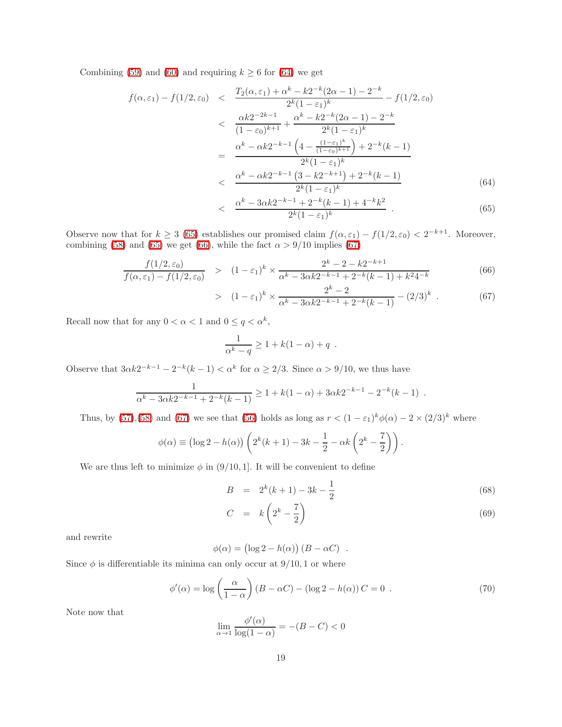Combining (59) and (60) and requiring $k \geq 6$ for (64) we get

$$
\begin{aligned}
f(\alpha,\varepsilon_1) - f(1/2,\varepsilon_0) &< \frac{T_2(\alpha,\varepsilon_1) + \alpha^k - k2^{-k}(2\alpha-1) - 2^{-k}}{2^k(1-\varepsilon_1)^k} - f(1/2,\varepsilon_0) \\
&< \frac{\alpha k 2^{-2k-1}}{(1-\varepsilon_0)^{k+1}} + \frac{\alpha^k - k2^{-k}(2\alpha-1) - 2^{-k}}{2^k(1-\varepsilon_1)^k} \\
&= \frac{\alpha^k - \alpha k 2^{-k-1}\left(4 - \frac{(1-\varepsilon_1)^k}{(1-\varepsilon_0)^{k+1}}\right) + 2^{-k}(k-1)}{2^k(1-\varepsilon_1)^k} \\
&< \frac{\alpha^k - \alpha k 2^{-k-1}\left(3 - k2^{-k+1}\right) + 2^{-k}(k-1)}{2^k(1-\varepsilon_1)^k} \qquad (64) \\
&< \frac{\alpha^k - 3\alpha k 2^{-k-1} + 2^{-k}(k-1) + 4^{-k}k^2}{2^k(1-\varepsilon_1)^k} \ . \qquad (65)
\end{aligned}
$$

Observe now that for $k \geq 3$ (65) establishes our promised claim $f(\alpha,\varepsilon_1) - f(1/2,\varepsilon_0) < 2^{-k+1}$. Moreover, combining (58) and (65) we get (66), while the fact $\alpha > 9/10$ implies (67)

$$
\begin{aligned}
\frac{f(1/2,\varepsilon_0)}{f(\alpha,\varepsilon_1) - f(1/2,\varepsilon_0)} &> (1-\varepsilon_1)^k \times \frac{2^k - 2 - k2^{-k+1}}{\alpha^k - 3\alpha k 2^{-k-1} + 2^{-k}(k-1) + k^2 4^{-k}} \qquad (66) \\
&> (1-\varepsilon_1)^k \times \frac{2^k - 2}{\alpha^k - 3\alpha k 2^{-k-1} + 2^{-k}(k-1)} - (2/3)^k \ . \qquad (67)
\end{aligned}
$$

Recall now that for any $0 < \alpha < 1$ and $0 \leq q < \alpha^k$,

$$
\frac{1}{\alpha^k - q} \geq 1 + k(1-\alpha) + q \ .
$$

Observe that $3\alpha k 2^{-k-1} - 2^{-k}(k-1) < \alpha^k$ for $\alpha \geq 2/3$. Since $\alpha > 9/10$, we thus have

$$
\frac{1}{\alpha^k - 3\alpha k 2^{-k-1} + 2^{-k}(k-1)} \geq 1 + k(1-\alpha) + 3\alpha k 2^{-k-1} - 2^{-k}(k-1) \ .
$$

Thus, by (57),(58) and (67) we see that (56) holds as long as $r < (1-\varepsilon_1)^k \phi(\alpha) - 2 \times (2/3)^k$ where

$$
\phi(\alpha) \equiv \left(\log 2 - h(\alpha)\right)\left(2^k(k+1) - 3k - \frac{1}{2} - \alpha k\left(2^k - \frac{7}{2}\right)\right).
$$

We are thus left to minimize $\phi$ in $(9/10, 1]$. It will be convenient to define

$$
\begin{aligned}
B &= 2^k(k+1) - 3k - \frac{1}{2} \qquad (68) \\
C &= k\left(2^k - \frac{7}{2}\right) \qquad (69)
\end{aligned}
$$

and rewrite

$$
\phi(\alpha) = \left(\log 2 - h(\alpha)\right)(B - \alpha C) \ .
$$

Since $\phi$ is differentiable its minima can only occur at $9/10, 1$ or where

$$
\phi'(\alpha) = \log\left(\frac{\alpha}{1-\alpha}\right)(B - \alpha C) - \left(\log 2 - h(\alpha)\right) C = 0 \ . \qquad (70)
$$

Note now that

$$
\lim_{\alpha \to 1} \frac{\phi'(\alpha)}{\log(1-\alpha)} = -(B - C) < 0
$$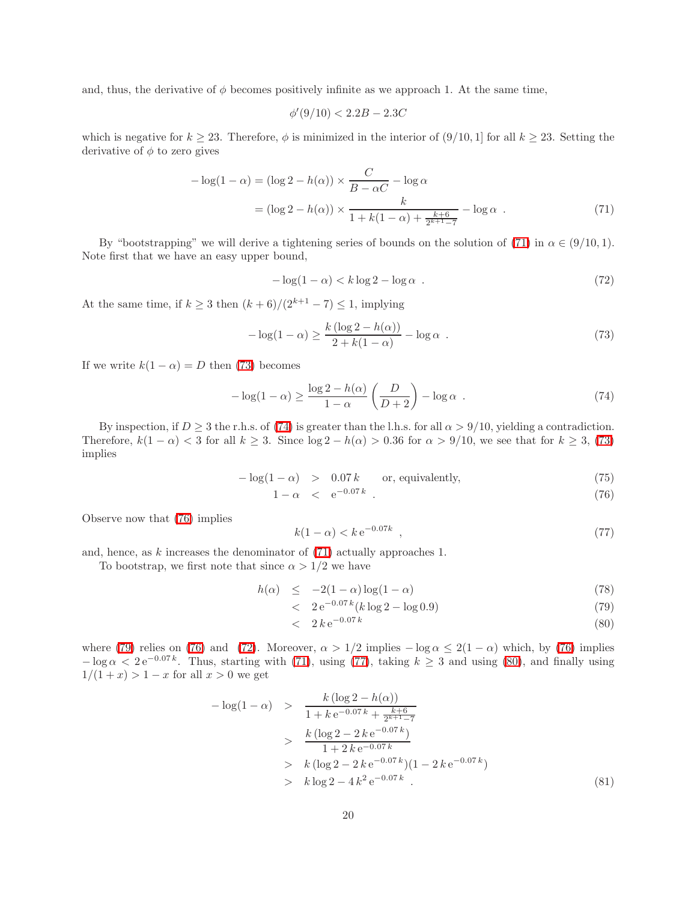and, thus, the derivative of $\phi$ becomes positively infinite as we approach 1. At the same time,

$$\phi'(9/10) < 2.2B - 2.3C$$

which is negative for $k \geq 23$. Therefore, $\phi$ is minimized in the interior of $(9/10, 1]$ for all $k \geq 23$. Setting the derivative of $\phi$ to zero gives

$$\begin{aligned}
-\log(1-\alpha) &= (\log 2 - h(\alpha)) \times \frac{C}{B - \alpha C} - \log \alpha \\
&= (\log 2 - h(\alpha)) \times \frac{k}{1 + k(1-\alpha) + \frac{k+6}{2^{k+1}-7}} - \log \alpha \ . \qquad (71)
\end{aligned}$$

By "bootstrapping" we will derive a tightening series of bounds on the solution of (71) in $\alpha \in (9/10, 1)$. Note first that we have an easy upper bound,

$$-\log(1-\alpha) < k \log 2 - \log \alpha \ . \qquad (72)$$

At the same time, if $k \geq 3$ then $(k+6)/(2^{k+1}-7) \leq 1$, implying

$$-\log(1-\alpha) \geq \frac{k\,(\log 2 - h(\alpha))}{2 + k(1-\alpha)} - \log \alpha \ . \qquad (73)$$

If we write $k(1-\alpha) = D$ then (73) becomes

$$-\log(1-\alpha) \geq \frac{\log 2 - h(\alpha)}{1-\alpha}\left(\frac{D}{D+2}\right) - \log \alpha \ . \qquad (74)$$

By inspection, if $D \geq 3$ the r.h.s. of (74) is greater than the l.h.s. for all $\alpha > 9/10$, yielding a contradiction. Therefore, $k(1-\alpha) < 3$ for all $k \geq 3$. Since $\log 2 - h(\alpha) > 0.36$ for $\alpha > 9/10$, we see that for $k \geq 3$, (73) implies

$$\begin{aligned}
-\log(1-\alpha) \quad &> \quad 0.07\,k \qquad \text{or, equivalently,} \qquad (75)\\
1-\alpha \quad &< \quad \mathrm{e}^{-0.07\,k} \ . \qquad (76)
\end{aligned}$$

Observe now that (76) implies

$$k(1-\alpha) < k\,\mathrm{e}^{-0.07k} \ , \qquad (77)$$

and, hence, as $k$ increases the denominator of (71) actually approaches 1.

To bootstrap, we first note that since $\alpha > 1/2$ we have

$$\begin{aligned}
h(\alpha) \quad &\leq \quad -2(1-\alpha)\log(1-\alpha) \qquad (78)\\
&< \quad 2\,\mathrm{e}^{-0.07\,k}(k \log 2 - \log 0.9) \qquad (79)\\
&< \quad 2\,k\,\mathrm{e}^{-0.07\,k} \qquad (80)
\end{aligned}$$

where (79) relies on (76) and (72). Moreover, $\alpha > 1/2$ implies $-\log \alpha \leq 2(1-\alpha)$ which, by (76) implies $-\log \alpha < 2\,\mathrm{e}^{-0.07\,k}$. Thus, starting with (71), using (77), taking $k \geq 3$ and using (80), and finally using $1/(1+x) > 1 - x$ for all $x > 0$ we get

$$\begin{aligned}
-\log(1-\alpha) \quad &> \quad \frac{k\,(\log 2 - h(\alpha))}{1 + k\,\mathrm{e}^{-0.07\,k} + \frac{k+6}{2^{k+1}-7}} \\
&> \quad \frac{k\,(\log 2 - 2\,k\,\mathrm{e}^{-0.07\,k})}{1 + 2\,k\,\mathrm{e}^{-0.07\,k}} \\
&> \quad k\,(\log 2 - 2\,k\,\mathrm{e}^{-0.07\,k})(1 - 2\,k\,\mathrm{e}^{-0.07\,k}) \\
&> \quad k \log 2 - 4\,k^2\,\mathrm{e}^{-0.07\,k} \ . \qquad (81)
\end{aligned}$$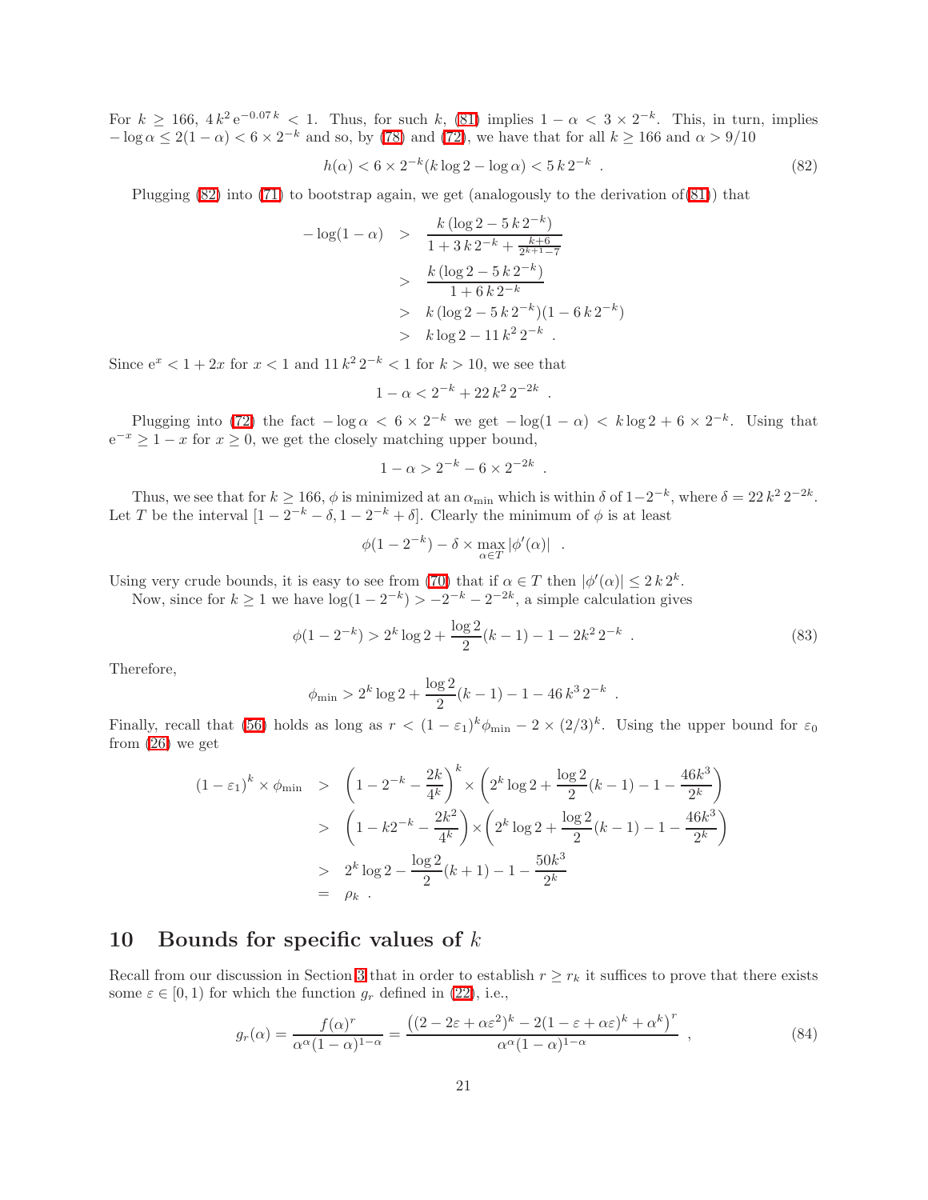For $k \geq 166$, $4\,k^2\,\mathrm{e}^{-0.07\,k} < 1$. Thus, for such $k$, (81) implies $1 - \alpha < 3 \times 2^{-k}$. This, in turn, implies $-\log\alpha \leq 2(1-\alpha) < 6 \times 2^{-k}$ and so, by (78) and (72), we have that for all $k \geq 166$ and $\alpha > 9/10$

$$h(\alpha) < 6 \times 2^{-k}(k\log 2 - \log\alpha) < 5\,k\,2^{-k} \ . \tag{82}$$

Plugging (82) into (71) to bootstrap again, we get (analogously to the derivation of(81)) that

$$\begin{aligned}
-\log(1-\alpha) &> \frac{k\,(\log 2 - 5\,k\,2^{-k})}{1 + 3\,k\,2^{-k} + \frac{k+6}{2^{k+1}-7}} \\
&> \frac{k\,(\log 2 - 5\,k\,2^{-k})}{1 + 6\,k\,2^{-k}} \\
&> k\,(\log 2 - 5\,k\,2^{-k})(1 - 6\,k\,2^{-k}) \\
&> k\log 2 - 11\,k^2\,2^{-k} \ .
\end{aligned}$$

Since $\mathrm{e}^x < 1 + 2x$ for $x < 1$ and $11\,k^2\,2^{-k} < 1$ for $k > 10$, we see that

$$1 - \alpha < 2^{-k} + 22\,k^2\,2^{-2k} \ .$$

Plugging into (72) the fact $-\log\alpha < 6 \times 2^{-k}$ we get $-\log(1-\alpha) < k\log 2 + 6 \times 2^{-k}$. Using that $\mathrm{e}^{-x} \geq 1 - x$ for $x \geq 0$, we get the closely matching upper bound,

$$1 - \alpha > 2^{-k} - 6 \times 2^{-2k} \ .$$

Thus, we see that for $k \geq 166$, $\phi$ is minimized at an $\alpha_{\min}$ which is within $\delta$ of $1-2^{-k}$, where $\delta = 22\,k^2\,2^{-2k}$. Let $T$ be the interval $[1 - 2^{-k} - \delta, 1 - 2^{-k} + \delta]$. Clearly the minimum of $\phi$ is at least

$$\phi(1 - 2^{-k}) - \delta \times \max_{\alpha\in T} |\phi'(\alpha)| \ .$$

Using very crude bounds, it is easy to see from (70) that if $\alpha \in T$ then $|\phi'(\alpha)| \leq 2\,k\,2^k$.

Now, since for $k \geq 1$ we have $\log(1 - 2^{-k}) > -2^{-k} - 2^{-2k}$, a simple calculation gives

$$\phi(1 - 2^{-k}) > 2^k \log 2 + \frac{\log 2}{2}(k-1) - 1 - 2k^2\,2^{-k} \ . \tag{83}$$

Therefore,

$$\phi_{\min} > 2^k \log 2 + \frac{\log 2}{2}(k-1) - 1 - 46\,k^3\,2^{-k} \ .$$

Finally, recall that (56) holds as long as $r < (1-\varepsilon_1)^k\phi_{\min} - 2 \times (2/3)^k$. Using the upper bound for $\varepsilon_0$ from (26) we get

$$\begin{aligned}
(1-\varepsilon_1)^k \times \phi_{\min} &> \left(1 - 2^{-k} - \frac{2k}{4^k}\right)^k \times \left(2^k\log 2 + \frac{\log 2}{2}(k-1) - 1 - \frac{46k^3}{2^k}\right) \\
&> \left(1 - k2^{-k} - \frac{2k^2}{4^k}\right) \times \left(2^k\log 2 + \frac{\log 2}{2}(k-1) - 1 - \frac{46k^3}{2^k}\right) \\
&> 2^k\log 2 - \frac{\log 2}{2}(k+1) - 1 - \frac{50k^3}{2^k} \\
&= \rho_k \ .
\end{aligned}$$

# 10 Bounds for specific values of $k$

Recall from our discussion in Section 3 that in order to establish $r \geq r_k$ it suffices to prove that there exists some $\varepsilon \in [0, 1)$ for which the function $g_r$ defined in (22), i.e.,

$$g_r(\alpha) = \frac{f(\alpha)^r}{\alpha^\alpha(1-\alpha)^{1-\alpha}} = \frac{\left((2 - 2\varepsilon + \alpha\varepsilon^2)^k - 2(1 - \varepsilon + \alpha\varepsilon)^k + \alpha^k\right)^r}{\alpha^\alpha(1-\alpha)^{1-\alpha}} \ , \tag{84}$$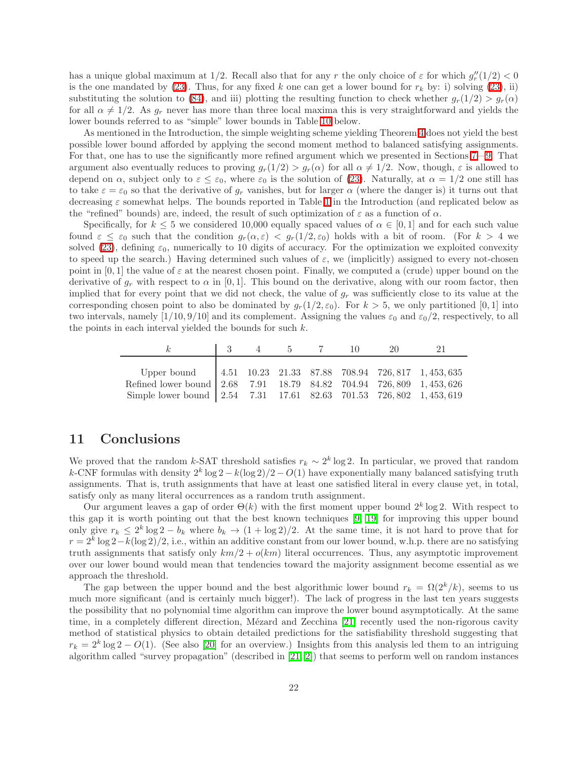has a unique global maximum at 1/2. Recall also that for any $r$ the only choice of $\varepsilon$ for which $g_r''(1/2) < 0$ is the one mandated by (23). Thus, for any fixed $k$ one can get a lower bound for $r_k$ by: i) solving (23), ii) substituting the solution to (84), and iii) plotting the resulting function to check whether $g_r(1/2) > g_r(\alpha)$ for all $\alpha \neq 1/2$. As $g_r$ never has more than three local maxima this is very straightforward and yields the lower bounds referred to as "simple" lower bounds in Table 10 below.

As mentioned in the Introduction, the simple weighting scheme yielding Theorem 4 does not yield the best possible lower bound afforded by applying the second moment method to balanced satisfying assignments. For that, one has to use the significantly more refined argument which we presented in Sections 7—9. That argument also eventually reduces to proving $g_r(1/2) > g_r(\alpha)$ for all $\alpha \neq 1/2$. Now, though, $\varepsilon$ is allowed to depend on $\alpha$, subject only to $\varepsilon \leq \varepsilon_0$, where $\varepsilon_0$ is the solution of (23). Naturally, at $\alpha = 1/2$ one still has to take $\varepsilon = \varepsilon_0$ so that the derivative of $g_r$ vanishes, but for larger $\alpha$ (where the danger is) it turns out that decreasing $\varepsilon$ somewhat helps. The bounds reported in Table 1 in the Introduction (and replicated below as the "refined" bounds) are, indeed, the result of such optimization of $\varepsilon$ as a function of $\alpha$.

Specifically, for $k \leq 5$ we considered 10,000 equally spaced values of $\alpha \in [0, 1]$ and for each such value found $\varepsilon \leq \varepsilon_0$ such that the condition $g_r(\alpha, \varepsilon) < g_r(1/2, \varepsilon_0)$ holds with a bit of room. (For $k > 4$ we solved (23), defining $\varepsilon_0$, numerically to 10 digits of accuracy. For the optimization we exploited convexity to speed up the search.) Having determined such values of $\varepsilon$, we (implicitly) assigned to every not-chosen point in $[0, 1]$ the value of $\varepsilon$ at the nearest chosen point. Finally, we computed a (crude) upper bound on the derivative of $g_r$ with respect to $\alpha$ in $[0, 1]$. This bound on the derivative, along with our room factor, then implied that for every point that we did not check, the value of $g_r$ was sufficiently close to its value at the corresponding chosen point to also be dominated by $g_r(1/2, \varepsilon_0)$. For $k > 5$, we only partitioned $[0, 1]$ into two intervals, namely $[1/10, 9/10]$ and its complement. Assigning the values $\varepsilon_0$ and $\varepsilon_0/2$, respectively, to all the points in each interval yielded the bounds for such $k$.

| $k$ | 3 | 4 | 5 | 7 | 10 | 20 | 21 |
|---|---|---|---|---|---|---|---|
| Upper bound | 4.51 | 10.23 | 21.33 | 87.88 | 708.94 | 726,817 | 1,453,635 |
| Refined lower bound | 2.68 | 7.91 | 18.79 | 84.82 | 704.94 | 726,809 | 1,453,626 |
| Simple lower bound | 2.54 | 7.31 | 17.61 | 82.63 | 701.53 | 726,802 | 1,453,619 |

## 11 Conclusions

We proved that the random $k$-SAT threshold satisfies $r_k \sim 2^k \log 2$. In particular, we proved that random $k$-CNF formulas with density $2^k \log 2 - k(\log 2)/2 - O(1)$ have exponentially many balanced satisfying truth assignments. That is, truth assignments that have at least one satisfied literal in every clause yet, in total, satisfy only as many literal occurrences as a random truth assignment.

Our argument leaves a gap of order $\Theta(k)$ with the first moment upper bound $2^k \log 2$. With respect to this gap it is worth pointing out that the best known techniques [9, 19] for improving this upper bound only give $r_k \leq 2^k \log 2 - b_k$ where $b_k \to (1 + \log 2)/2$. At the same time, it is not hard to prove that for $r = 2^k \log 2 - k(\log 2)/2$, i.e., within an additive constant from our lower bound, w.h.p. there are no satisfying truth assignments that satisfy only $km/2 + o(km)$ literal occurrences. Thus, any asymptotic improvement over our lower bound would mean that tendencies toward the majority assignment become essential as we approach the threshold.

The gap between the upper bound and the best algorithmic lower bound $r_k = \Omega(2^k/k)$, seems to us much more significant (and is certainly much bigger!). The lack of progress in the last ten years suggests the possibility that no polynomial time algorithm can improve the lower bound asymptotically. At the same time, in a completely different direction, Mézard and Zecchina [21] recently used the non-rigorous cavity method of statistical physics to obtain detailed predictions for the satisfiability threshold suggesting that $r_k = 2^k \log 2 - O(1)$. (See also [20] for an overview.) Insights from this analysis led them to an intriguing algorithm called "survey propagation" (described in [21, 2]) that seems to perform well on random instances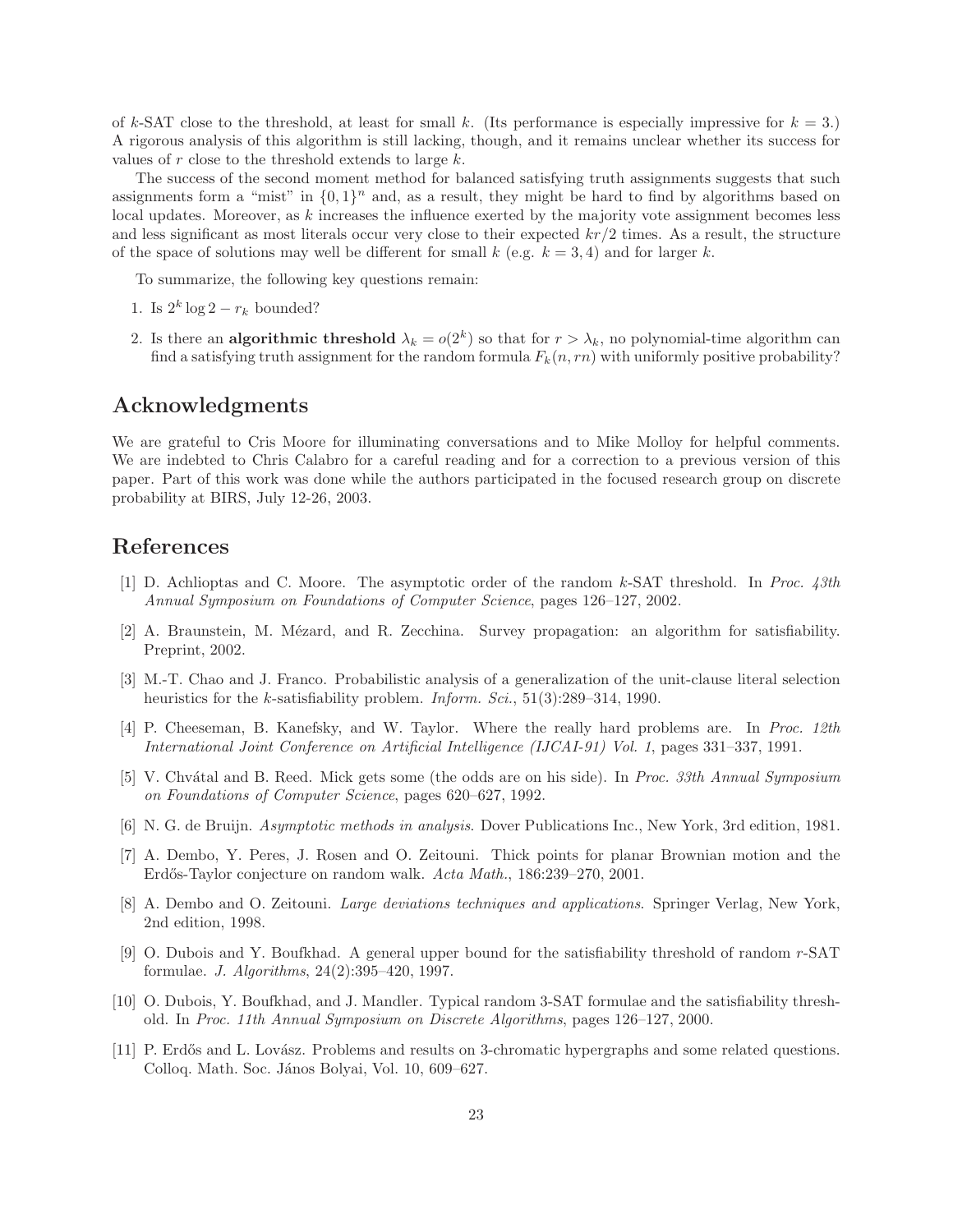of $k$-SAT close to the threshold, at least for small $k$. (Its performance is especially impressive for $k = 3$.) A rigorous analysis of this algorithm is still lacking, though, and it remains unclear whether its success for values of $r$ close to the threshold extends to large $k$.

The success of the second moment method for balanced satisfying truth assignments suggests that such assignments form a "mist" in $\{0,1\}^n$ and, as a result, they might be hard to find by algorithms based on local updates. Moreover, as $k$ increases the influence exerted by the majority vote assignment becomes less and less significant as most literals occur very close to their expected $kr/2$ times. As a result, the structure of the space of solutions may well be different for small $k$ (e.g. $k = 3, 4$) and for larger $k$.

To summarize, the following key questions remain:

1. Is $2^k \log 2 - r_k$ bounded?
2. Is there an **algorithmic threshold** $\lambda_k = o(2^k)$ so that for $r > \lambda_k$, no polynomial-time algorithm can find a satisfying truth assignment for the random formula $F_k(n, rn)$ with uniformly positive probability?

## Acknowledgments

We are grateful to Cris Moore for illuminating conversations and to Mike Molloy for helpful comments. We are indebted to Chris Calabro for a careful reading and for a correction to a previous version of this paper. Part of this work was done while the authors participated in the focused research group on discrete probability at BIRS, July 12-26, 2003.

## References

[1] D. Achlioptas and C. Moore. The asymptotic order of the random $k$-SAT threshold. In *Proc. 43th Annual Symposium on Foundations of Computer Science*, pages 126–127, 2002.

[2] A. Braunstein, M. Mézard, and R. Zecchina. Survey propagation: an algorithm for satisfiability. Preprint, 2002.

[3] M.-T. Chao and J. Franco. Probabilistic analysis of a generalization of the unit-clause literal selection heuristics for the $k$-satisfiability problem. *Inform. Sci.*, 51(3):289–314, 1990.

[4] P. Cheeseman, B. Kanefsky, and W. Taylor. Where the really hard problems are. In *Proc. 12th International Joint Conference on Artificial Intelligence (IJCAI-91) Vol. 1*, pages 331–337, 1991.

[5] V. Chvátal and B. Reed. Mick gets some (the odds are on his side). In *Proc. 33th Annual Symposium on Foundations of Computer Science*, pages 620–627, 1992.

[6] N. G. de Bruijn. *Asymptotic methods in analysis*. Dover Publications Inc., New York, 3rd edition, 1981.

[7] A. Dembo, Y. Peres, J. Rosen and O. Zeitouni. Thick points for planar Brownian motion and the Erdős-Taylor conjecture on random walk. *Acta Math.*, 186:239–270, 2001.

[8] A. Dembo and O. Zeitouni. *Large deviations techniques and applications*. Springer Verlag, New York, 2nd edition, 1998.

[9] O. Dubois and Y. Boufkhad. A general upper bound for the satisfiability threshold of random $r$-SAT formulae. *J. Algorithms*, 24(2):395–420, 1997.

[10] O. Dubois, Y. Boufkhad, and J. Mandler. Typical random 3-SAT formulae and the satisfiability threshold. In *Proc. 11th Annual Symposium on Discrete Algorithms*, pages 126–127, 2000.

[11] P. Erdős and L. Lovász. Problems and results on 3-chromatic hypergraphs and some related questions. Colloq. Math. Soc. János Bolyai, Vol. 10, 609–627.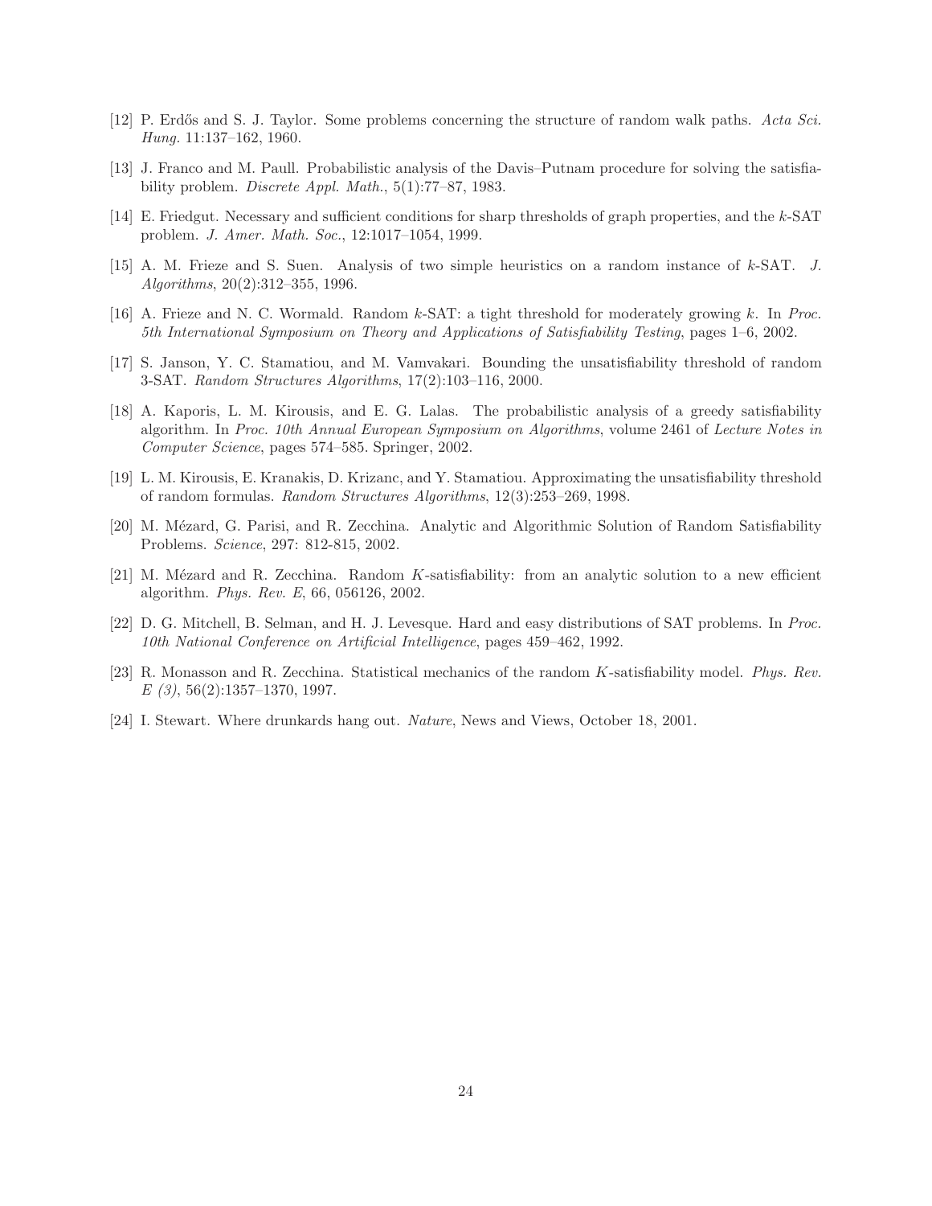[12] P. Erdős and S. J. Taylor. Some problems concerning the structure of random walk paths. *Acta Sci. Hung.* 11:137–162, 1960.

[13] J. Franco and M. Paull. Probabilistic analysis of the Davis–Putnam procedure for solving the satisfiability problem. *Discrete Appl. Math.*, 5(1):77–87, 1983.

[14] E. Friedgut. Necessary and sufficient conditions for sharp thresholds of graph properties, and the $k$-SAT problem. *J. Amer. Math. Soc.*, 12:1017–1054, 1999.

[15] A. M. Frieze and S. Suen. Analysis of two simple heuristics on a random instance of $k$-SAT. *J. Algorithms*, 20(2):312–355, 1996.

[16] A. Frieze and N. C. Wormald. Random $k$-SAT: a tight threshold for moderately growing $k$. In *Proc. 5th International Symposium on Theory and Applications of Satisfiability Testing*, pages 1–6, 2002.

[17] S. Janson, Y. C. Stamatiou, and M. Vamvakari. Bounding the unsatisfiability threshold of random 3-SAT. *Random Structures Algorithms*, 17(2):103–116, 2000.

[18] A. Kaporis, L. M. Kirousis, and E. G. Lalas. The probabilistic analysis of a greedy satisfiability algorithm. In *Proc. 10th Annual European Symposium on Algorithms*, volume 2461 of *Lecture Notes in Computer Science*, pages 574–585. Springer, 2002.

[19] L. M. Kirousis, E. Kranakis, D. Krizanc, and Y. Stamatiou. Approximating the unsatisfiability threshold of random formulas. *Random Structures Algorithms*, 12(3):253–269, 1998.

[20] M. Mézard, G. Parisi, and R. Zecchina. Analytic and Algorithmic Solution of Random Satisfiability Problems. *Science*, 297: 812-815, 2002.

[21] M. Mézard and R. Zecchina. Random $K$-satisfiability: from an analytic solution to a new efficient algorithm. *Phys. Rev. E*, 66, 056126, 2002.

[22] D. G. Mitchell, B. Selman, and H. J. Levesque. Hard and easy distributions of SAT problems. In *Proc. 10th National Conference on Artificial Intelligence*, pages 459–462, 1992.

[23] R. Monasson and R. Zecchina. Statistical mechanics of the random $K$-satisfiability model. *Phys. Rev. E (3)*, 56(2):1357–1370, 1997.

[24] I. Stewart. Where drunkards hang out. *Nature*, News and Views, October 18, 2001.